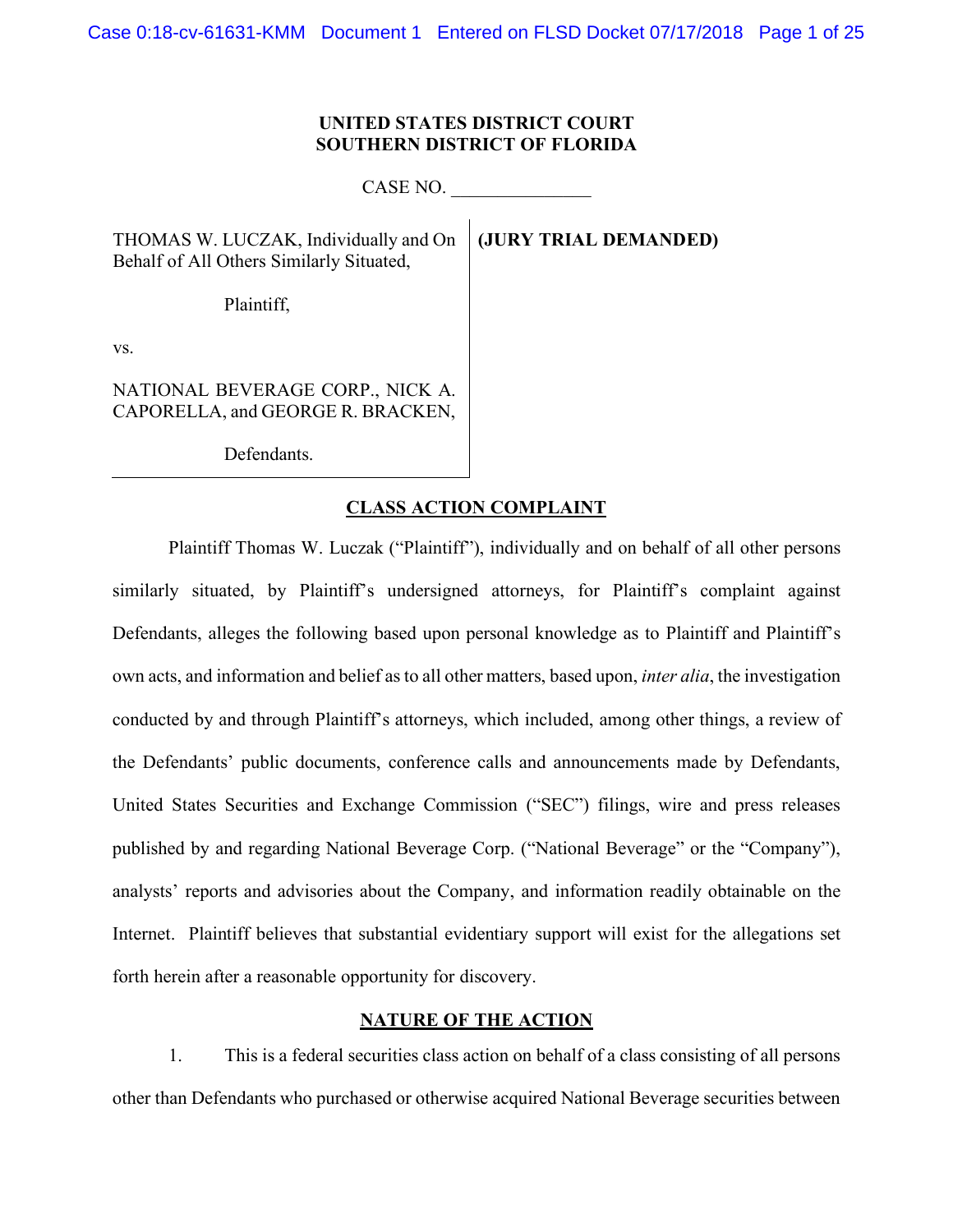**UNITED STATES DISTRICT COURT**
**SOUTHERN DISTRICT OF FLORIDA**

CASE NO. _______________

| | |
|---|---|
| THOMAS W. LUCZAK, Individually and On Behalf of All Others Similarly Situated,<br><br>Plaintiff,<br><br>vs.<br><br>NATIONAL BEVERAGE CORP., NICK A. CAPORELLA, and GEORGE R. BRACKEN,<br><br>Defendants. | **(JURY TRIAL DEMANDED)** |

## CLASS ACTION COMPLAINT

Plaintiff Thomas W. Luczak ("Plaintiff"), individually and on behalf of all other persons similarly situated, by Plaintiff's undersigned attorneys, for Plaintiff's complaint against Defendants, alleges the following based upon personal knowledge as to Plaintiff and Plaintiff's own acts, and information and belief as to all other matters, based upon, *inter alia*, the investigation conducted by and through Plaintiff's attorneys, which included, among other things, a review of the Defendants' public documents, conference calls and announcements made by Defendants, United States Securities and Exchange Commission ("SEC") filings, wire and press releases published by and regarding National Beverage Corp. ("National Beverage" or the "Company"), analysts' reports and advisories about the Company, and information readily obtainable on the Internet. Plaintiff believes that substantial evidentiary support will exist for the allegations set forth herein after a reasonable opportunity for discovery.

## NATURE OF THE ACTION

1. This is a federal securities class action on behalf of a class consisting of all persons other than Defendants who purchased or otherwise acquired National Beverage securities between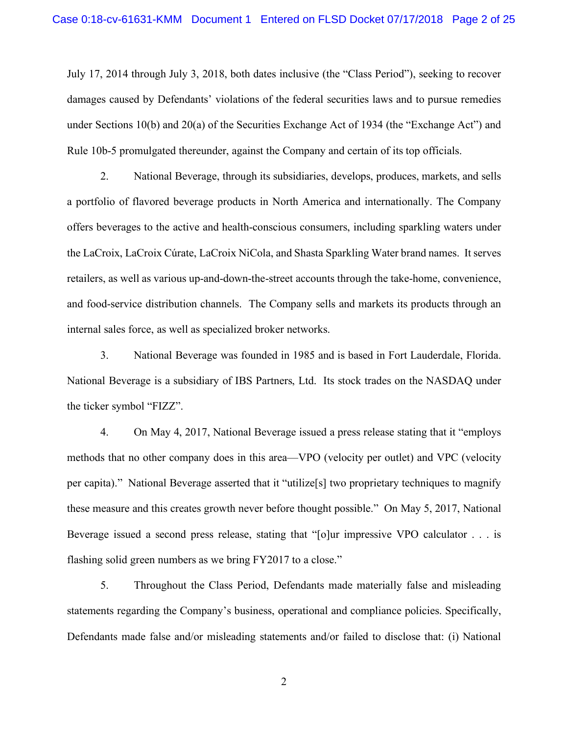July 17, 2014 through July 3, 2018, both dates inclusive (the "Class Period"), seeking to recover damages caused by Defendants' violations of the federal securities laws and to pursue remedies under Sections 10(b) and 20(a) of the Securities Exchange Act of 1934 (the "Exchange Act") and Rule 10b-5 promulgated thereunder, against the Company and certain of its top officials.

2. National Beverage, through its subsidiaries, develops, produces, markets, and sells a portfolio of flavored beverage products in North America and internationally. The Company offers beverages to the active and health-conscious consumers, including sparkling waters under the LaCroix, LaCroix Cúrate, LaCroix NiCola, and Shasta Sparkling Water brand names. It serves retailers, as well as various up-and-down-the-street accounts through the take-home, convenience, and food-service distribution channels. The Company sells and markets its products through an internal sales force, as well as specialized broker networks.

3. National Beverage was founded in 1985 and is based in Fort Lauderdale, Florida. National Beverage is a subsidiary of IBS Partners, Ltd. Its stock trades on the NASDAQ under the ticker symbol "FIZZ".

4. On May 4, 2017, National Beverage issued a press release stating that it "employs methods that no other company does in this area—VPO (velocity per outlet) and VPC (velocity per capita)." National Beverage asserted that it "utilize[s] two proprietary techniques to magnify these measure and this creates growth never before thought possible." On May 5, 2017, National Beverage issued a second press release, stating that "[o]ur impressive VPO calculator . . . is flashing solid green numbers as we bring FY2017 to a close."

5. Throughout the Class Period, Defendants made materially false and misleading statements regarding the Company's business, operational and compliance policies. Specifically, Defendants made false and/or misleading statements and/or failed to disclose that: (i) National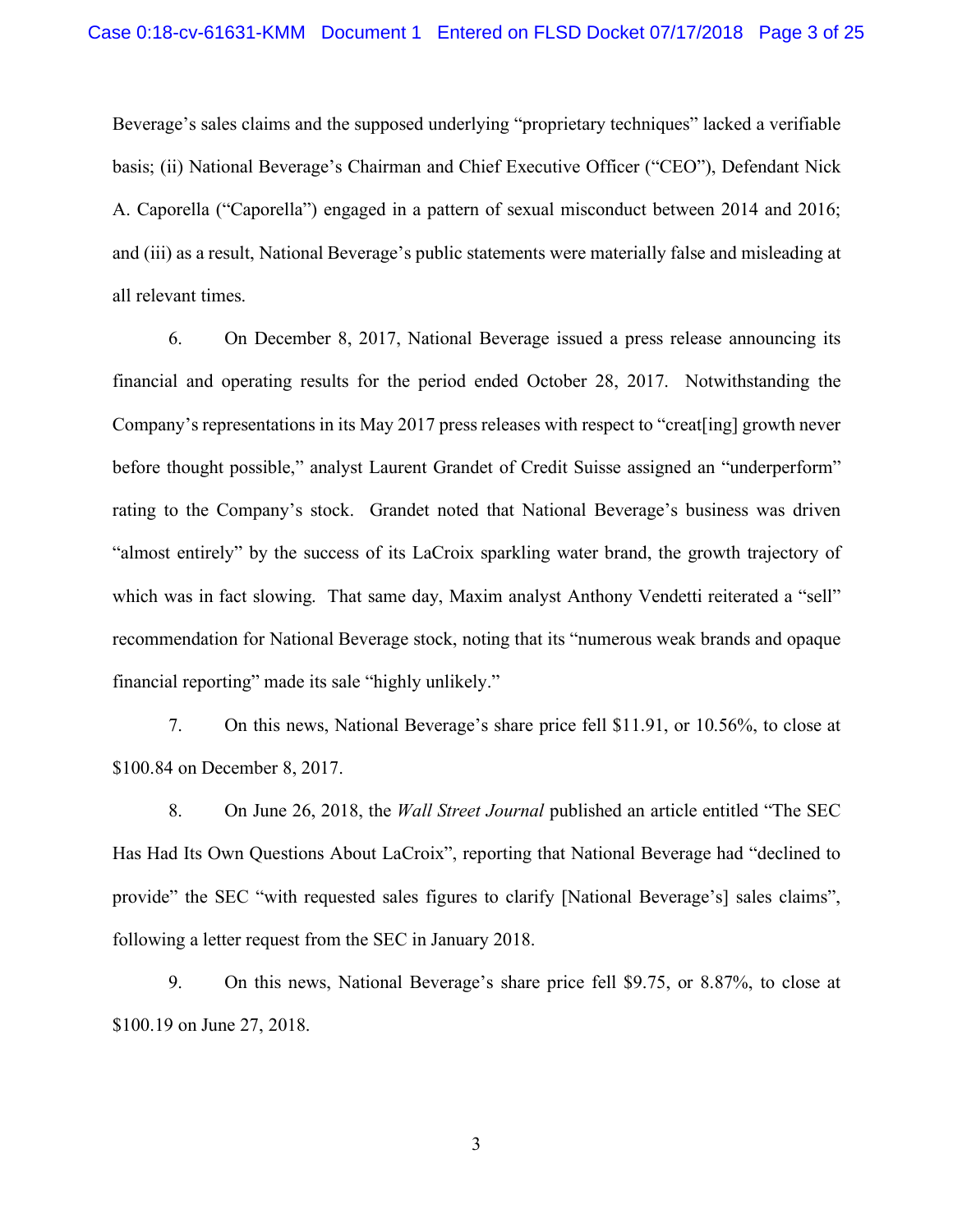Beverage's sales claims and the supposed underlying "proprietary techniques" lacked a verifiable basis; (ii) National Beverage's Chairman and Chief Executive Officer ("CEO"), Defendant Nick A. Caporella ("Caporella") engaged in a pattern of sexual misconduct between 2014 and 2016; and (iii) as a result, National Beverage's public statements were materially false and misleading at all relevant times.

6. On December 8, 2017, National Beverage issued a press release announcing its financial and operating results for the period ended October 28, 2017. Notwithstanding the Company's representations in its May 2017 press releases with respect to "creat[ing] growth never before thought possible," analyst Laurent Grandet of Credit Suisse assigned an "underperform" rating to the Company's stock. Grandet noted that National Beverage's business was driven "almost entirely" by the success of its LaCroix sparkling water brand, the growth trajectory of which was in fact slowing. That same day, Maxim analyst Anthony Vendetti reiterated a "sell" recommendation for National Beverage stock, noting that its "numerous weak brands and opaque financial reporting" made its sale "highly unlikely."

7. On this news, National Beverage's share price fell $11.91, or 10.56%, to close at $100.84 on December 8, 2017.

8. On June 26, 2018, the *Wall Street Journal* published an article entitled "The SEC Has Had Its Own Questions About LaCroix", reporting that National Beverage had "declined to provide" the SEC "with requested sales figures to clarify [National Beverage's] sales claims", following a letter request from the SEC in January 2018.

9. On this news, National Beverage's share price fell $9.75, or 8.87%, to close at $100.19 on June 27, 2018.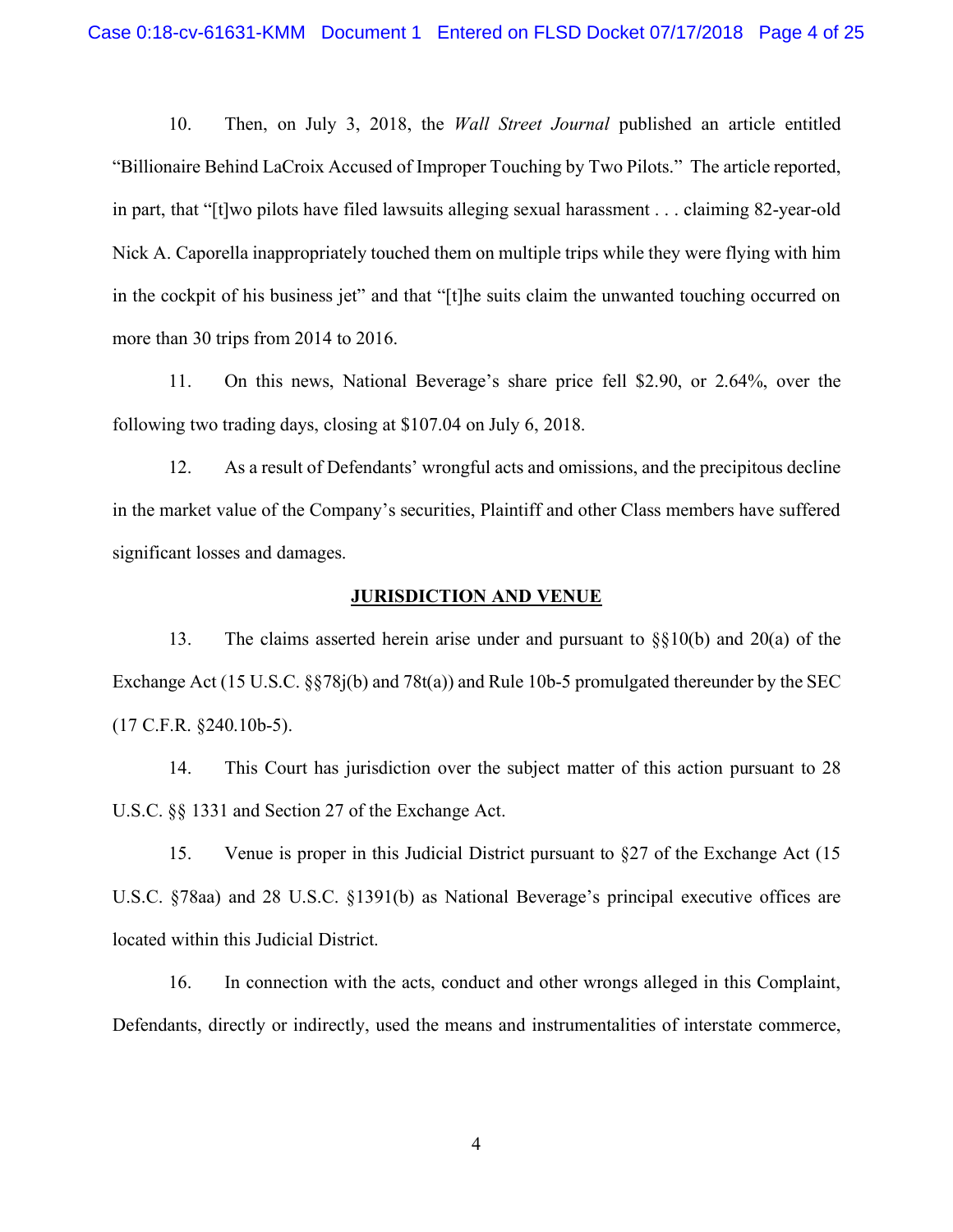10. Then, on July 3, 2018, the *Wall Street Journal* published an article entitled "Billionaire Behind LaCroix Accused of Improper Touching by Two Pilots." The article reported, in part, that "[t]wo pilots have filed lawsuits alleging sexual harassment . . . claiming 82-year-old Nick A. Caporella inappropriately touched them on multiple trips while they were flying with him in the cockpit of his business jet" and that "[t]he suits claim the unwanted touching occurred on more than 30 trips from 2014 to 2016.

11. On this news, National Beverage's share price fell $2.90, or 2.64%, over the following two trading days, closing at $107.04 on July 6, 2018.

12. As a result of Defendants' wrongful acts and omissions, and the precipitous decline in the market value of the Company's securities, Plaintiff and other Class members have suffered significant losses and damages.

## JURISDICTION AND VENUE

13. The claims asserted herein arise under and pursuant to §§10(b) and 20(a) of the Exchange Act (15 U.S.C. §§78j(b) and 78t(a)) and Rule 10b-5 promulgated thereunder by the SEC (17 C.F.R. §240.10b-5).

14. This Court has jurisdiction over the subject matter of this action pursuant to 28 U.S.C. §§ 1331 and Section 27 of the Exchange Act.

15. Venue is proper in this Judicial District pursuant to §27 of the Exchange Act (15 U.S.C. §78aa) and 28 U.S.C. §1391(b) as National Beverage's principal executive offices are located within this Judicial District.

16. In connection with the acts, conduct and other wrongs alleged in this Complaint, Defendants, directly or indirectly, used the means and instrumentalities of interstate commerce,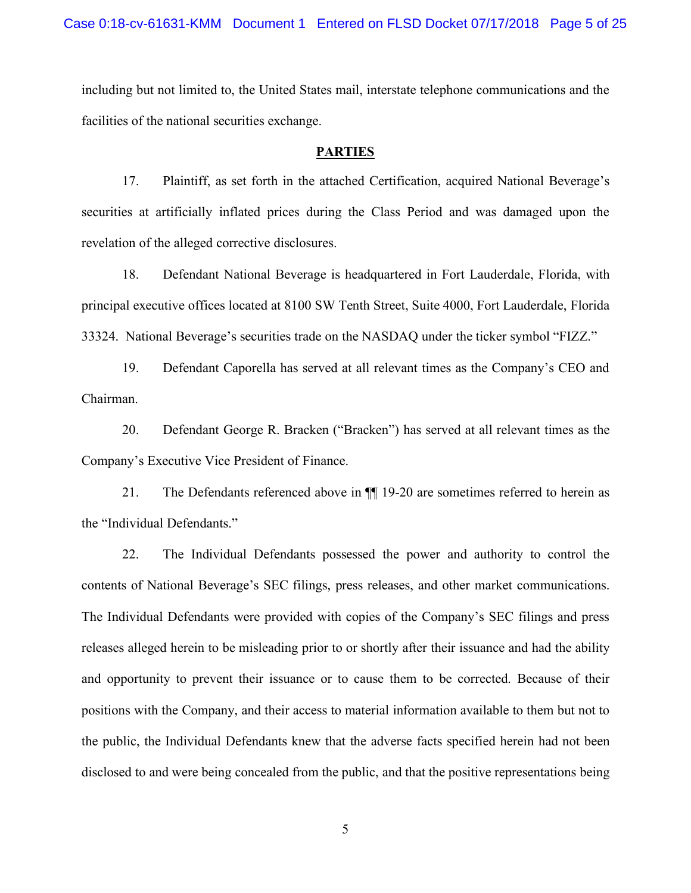including but not limited to, the United States mail, interstate telephone communications and the facilities of the national securities exchange.

## PARTIES

17. Plaintiff, as set forth in the attached Certification, acquired National Beverage's securities at artificially inflated prices during the Class Period and was damaged upon the revelation of the alleged corrective disclosures.

18. Defendant National Beverage is headquartered in Fort Lauderdale, Florida, with principal executive offices located at 8100 SW Tenth Street, Suite 4000, Fort Lauderdale, Florida 33324. National Beverage's securities trade on the NASDAQ under the ticker symbol "FIZZ."

19. Defendant Caporella has served at all relevant times as the Company's CEO and Chairman.

20. Defendant George R. Bracken ("Bracken") has served at all relevant times as the Company's Executive Vice President of Finance.

21. The Defendants referenced above in ¶¶ 19-20 are sometimes referred to herein as the "Individual Defendants."

22. The Individual Defendants possessed the power and authority to control the contents of National Beverage's SEC filings, press releases, and other market communications. The Individual Defendants were provided with copies of the Company's SEC filings and press releases alleged herein to be misleading prior to or shortly after their issuance and had the ability and opportunity to prevent their issuance or to cause them to be corrected. Because of their positions with the Company, and their access to material information available to them but not to the public, the Individual Defendants knew that the adverse facts specified herein had not been disclosed to and were being concealed from the public, and that the positive representations being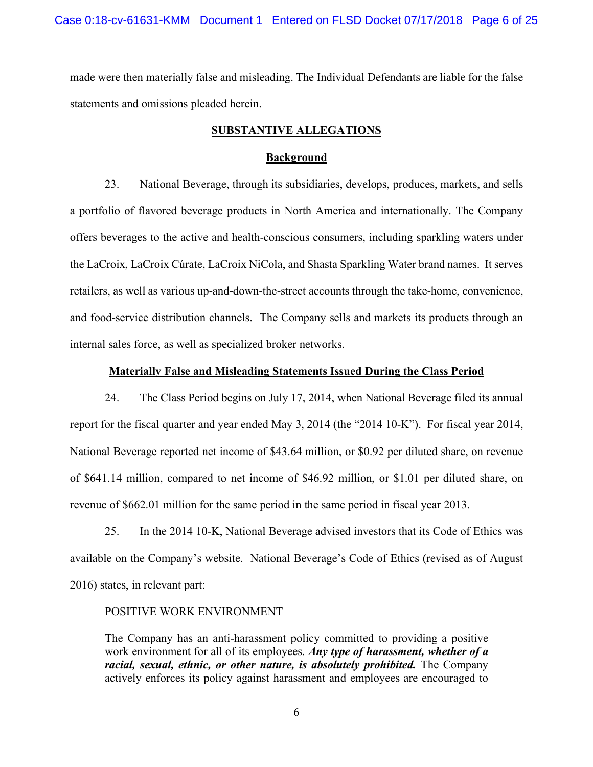made were then materially false and misleading. The Individual Defendants are liable for the false statements and omissions pleaded herein.

## **SUBSTANTIVE ALLEGATIONS**

### **Background**

23. National Beverage, through its subsidiaries, develops, produces, markets, and sells a portfolio of flavored beverage products in North America and internationally. The Company offers beverages to the active and health-conscious consumers, including sparkling waters under the LaCroix, LaCroix Cúrate, LaCroix NiCola, and Shasta Sparkling Water brand names. It serves retailers, as well as various up-and-down-the-street accounts through the take-home, convenience, and food-service distribution channels. The Company sells and markets its products through an internal sales force, as well as specialized broker networks.

### **Materially False and Misleading Statements Issued During the Class Period**

24. The Class Period begins on July 17, 2014, when National Beverage filed its annual report for the fiscal quarter and year ended May 3, 2014 (the "2014 10-K"). For fiscal year 2014, National Beverage reported net income of $43.64 million, or $0.92 per diluted share, on revenue of $641.14 million, compared to net income of $46.92 million, or $1.01 per diluted share, on revenue of $662.01 million for the same period in the same period in fiscal year 2013.

25. In the 2014 10-K, National Beverage advised investors that its Code of Ethics was available on the Company's website. National Beverage's Code of Ethics (revised as of August 2016) states, in relevant part:

> POSITIVE WORK ENVIRONMENT
>
> The Company has an anti-harassment policy committed to providing a positive work environment for all of its employees. ***Any type of harassment, whether of a racial, sexual, ethnic, or other nature, is absolutely prohibited.*** The Company actively enforces its policy against harassment and employees are encouraged to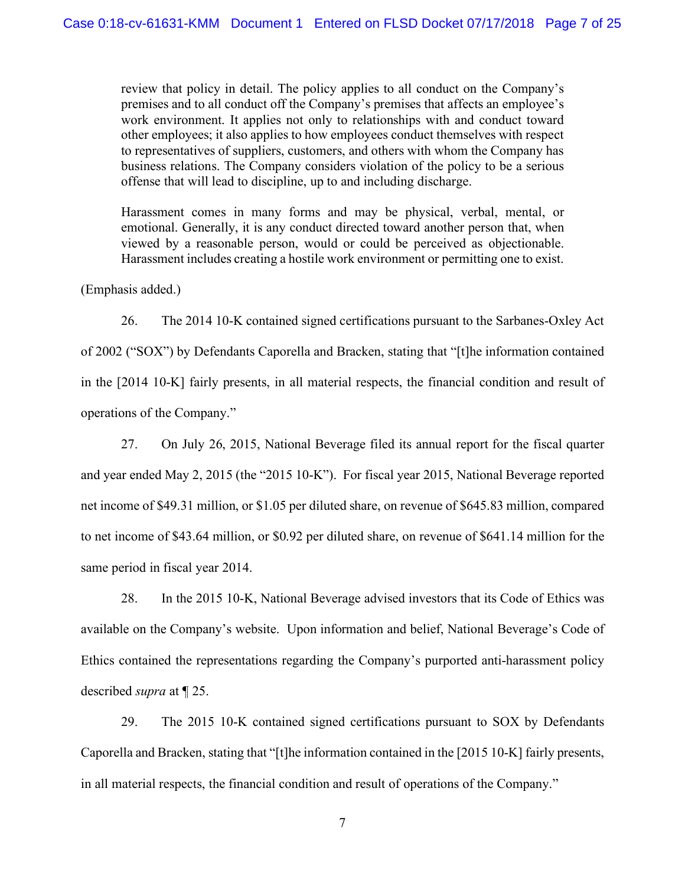> review that policy in detail. The policy applies to all conduct on the Company's premises and to all conduct off the Company's premises that affects an employee's work environment. It applies not only to relationships with and conduct toward other employees; it also applies to how employees conduct themselves with respect to representatives of suppliers, customers, and others with whom the Company has business relations. The Company considers violation of the policy to be a serious offense that will lead to discipline, up to and including discharge.
>
> Harassment comes in many forms and may be physical, verbal, mental, or emotional. Generally, it is any conduct directed toward another person that, when viewed by a reasonable person, would or could be perceived as objectionable. Harassment includes creating a hostile work environment or permitting one to exist.

(Emphasis added.)

26. The 2014 10-K contained signed certifications pursuant to the Sarbanes-Oxley Act of 2002 ("SOX") by Defendants Caporella and Bracken, stating that "[t]he information contained in the [2014 10-K] fairly presents, in all material respects, the financial condition and result of operations of the Company."

27. On July 26, 2015, National Beverage filed its annual report for the fiscal quarter and year ended May 2, 2015 (the "2015 10-K"). For fiscal year 2015, National Beverage reported net income of $49.31 million, or $1.05 per diluted share, on revenue of $645.83 million, compared to net income of $43.64 million, or $0.92 per diluted share, on revenue of $641.14 million for the same period in fiscal year 2014.

28. In the 2015 10-K, National Beverage advised investors that its Code of Ethics was available on the Company's website. Upon information and belief, National Beverage's Code of Ethics contained the representations regarding the Company's purported anti-harassment policy described *supra* at ¶ 25.

29. The 2015 10-K contained signed certifications pursuant to SOX by Defendants Caporella and Bracken, stating that "[t]he information contained in the [2015 10-K] fairly presents, in all material respects, the financial condition and result of operations of the Company."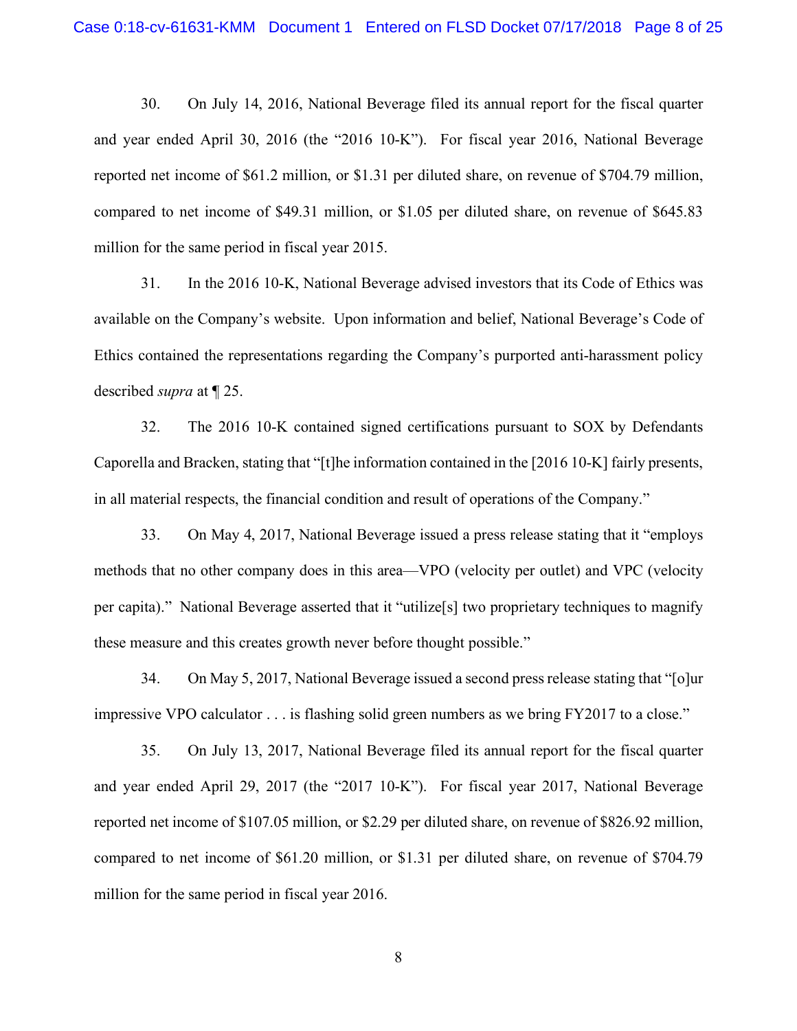30. On July 14, 2016, National Beverage filed its annual report for the fiscal quarter and year ended April 30, 2016 (the "2016 10-K"). For fiscal year 2016, National Beverage reported net income of $61.2 million, or $1.31 per diluted share, on revenue of $704.79 million, compared to net income of $49.31 million, or $1.05 per diluted share, on revenue of $645.83 million for the same period in fiscal year 2015.

31. In the 2016 10-K, National Beverage advised investors that its Code of Ethics was available on the Company's website. Upon information and belief, National Beverage's Code of Ethics contained the representations regarding the Company's purported anti-harassment policy described *supra* at ¶ 25.

32. The 2016 10-K contained signed certifications pursuant to SOX by Defendants Caporella and Bracken, stating that "[t]he information contained in the [2016 10-K] fairly presents, in all material respects, the financial condition and result of operations of the Company."

33. On May 4, 2017, National Beverage issued a press release stating that it "employs methods that no other company does in this area—VPO (velocity per outlet) and VPC (velocity per capita)." National Beverage asserted that it "utilize[s] two proprietary techniques to magnify these measure and this creates growth never before thought possible."

34. On May 5, 2017, National Beverage issued a second press release stating that "[o]ur impressive VPO calculator . . . is flashing solid green numbers as we bring FY2017 to a close."

35. On July 13, 2017, National Beverage filed its annual report for the fiscal quarter and year ended April 29, 2017 (the "2017 10-K"). For fiscal year 2017, National Beverage reported net income of $107.05 million, or $2.29 per diluted share, on revenue of $826.92 million, compared to net income of $61.20 million, or $1.31 per diluted share, on revenue of $704.79 million for the same period in fiscal year 2016.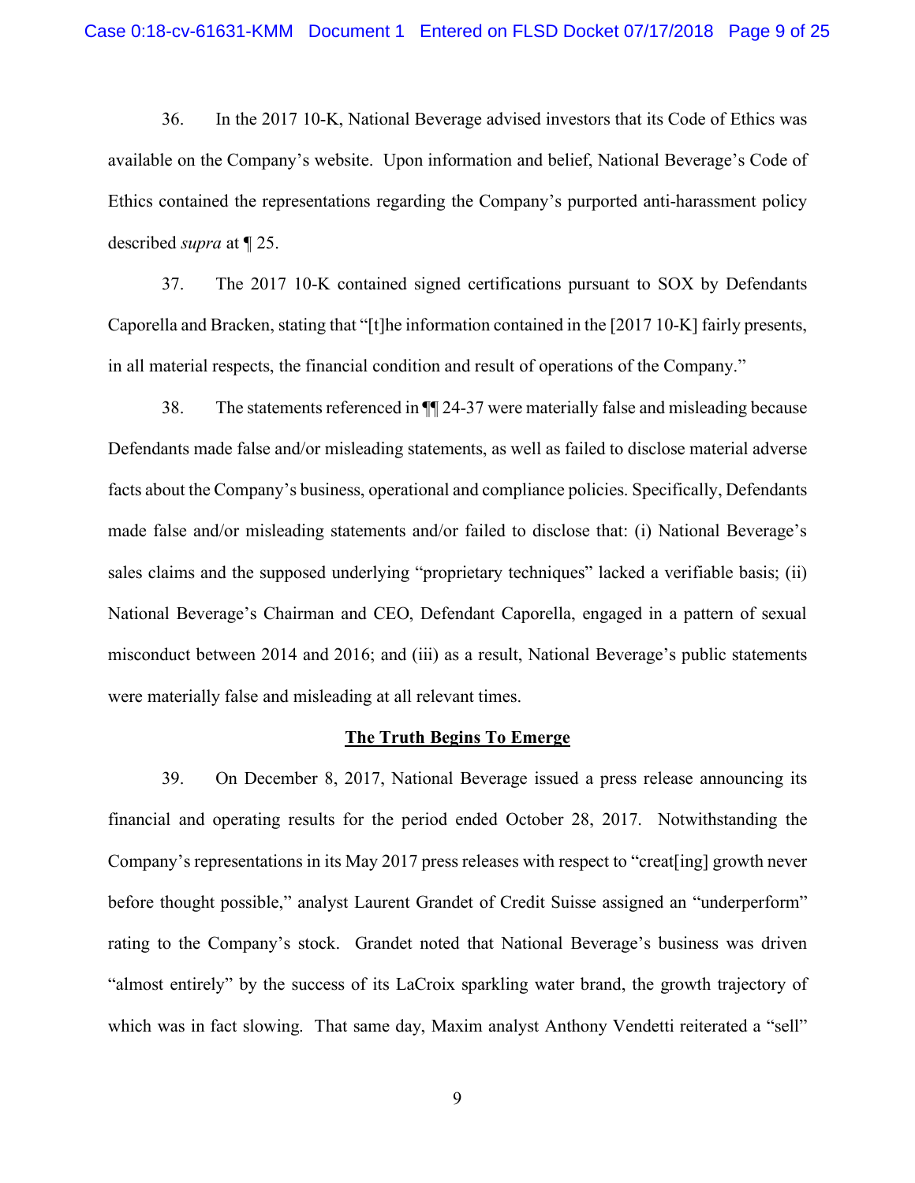36. In the 2017 10-K, National Beverage advised investors that its Code of Ethics was available on the Company's website. Upon information and belief, National Beverage's Code of Ethics contained the representations regarding the Company's purported anti-harassment policy described *supra* at ¶ 25.

37. The 2017 10-K contained signed certifications pursuant to SOX by Defendants Caporella and Bracken, stating that "[t]he information contained in the [2017 10-K] fairly presents, in all material respects, the financial condition and result of operations of the Company."

38. The statements referenced in ¶¶ 24-37 were materially false and misleading because Defendants made false and/or misleading statements, as well as failed to disclose material adverse facts about the Company's business, operational and compliance policies. Specifically, Defendants made false and/or misleading statements and/or failed to disclose that: (i) National Beverage's sales claims and the supposed underlying "proprietary techniques" lacked a verifiable basis; (ii) National Beverage's Chairman and CEO, Defendant Caporella, engaged in a pattern of sexual misconduct between 2014 and 2016; and (iii) as a result, National Beverage's public statements were materially false and misleading at all relevant times.

**The Truth Begins To Emerge**

39. On December 8, 2017, National Beverage issued a press release announcing its financial and operating results for the period ended October 28, 2017. Notwithstanding the Company's representations in its May 2017 press releases with respect to "creat[ing] growth never before thought possible," analyst Laurent Grandet of Credit Suisse assigned an "underperform" rating to the Company's stock. Grandet noted that National Beverage's business was driven "almost entirely" by the success of its LaCroix sparkling water brand, the growth trajectory of which was in fact slowing. That same day, Maxim analyst Anthony Vendetti reiterated a "sell"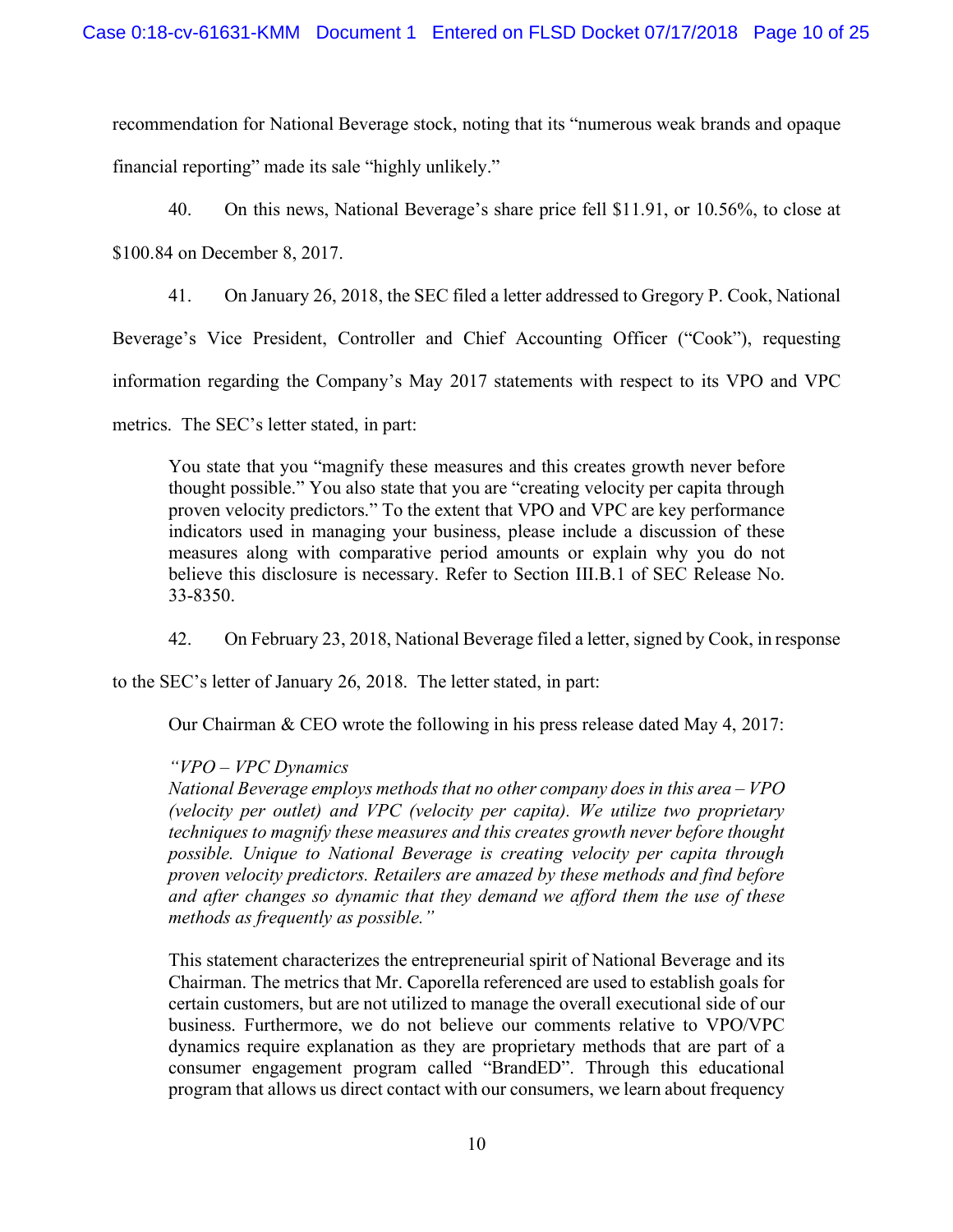recommendation for National Beverage stock, noting that its "numerous weak brands and opaque financial reporting" made its sale "highly unlikely."

40. On this news, National Beverage's share price fell $11.91, or 10.56%, to close at $100.84 on December 8, 2017.

41. On January 26, 2018, the SEC filed a letter addressed to Gregory P. Cook, National Beverage's Vice President, Controller and Chief Accounting Officer ("Cook"), requesting information regarding the Company's May 2017 statements with respect to its VPO and VPC metrics. The SEC's letter stated, in part:

> You state that you "magnify these measures and this creates growth never before thought possible." You also state that you are "creating velocity per capita through proven velocity predictors." To the extent that VPO and VPC are key performance indicators used in managing your business, please include a discussion of these measures along with comparative period amounts or explain why you do not believe this disclosure is necessary. Refer to Section III.B.1 of SEC Release No. 33-8350.

42. On February 23, 2018, National Beverage filed a letter, signed by Cook, in response to the SEC's letter of January 26, 2018. The letter stated, in part:

> Our Chairman & CEO wrote the following in his press release dated May 4, 2017:
>
> *"VPO – VPC Dynamics*
> *National Beverage employs methods that no other company does in this area – VPO (velocity per outlet) and VPC (velocity per capita). We utilize two proprietary techniques to magnify these measures and this creates growth never before thought possible. Unique to National Beverage is creating velocity per capita through proven velocity predictors. Retailers are amazed by these methods and find before and after changes so dynamic that they demand we afford them the use of these methods as frequently as possible."*
>
> This statement characterizes the entrepreneurial spirit of National Beverage and its Chairman. The metrics that Mr. Caporella referenced are used to establish goals for certain customers, but are not utilized to manage the overall executional side of our business. Furthermore, we do not believe our comments relative to VPO/VPC dynamics require explanation as they are proprietary methods that are part of a consumer engagement program called "BrandED". Through this educational program that allows us direct contact with our consumers, we learn about frequency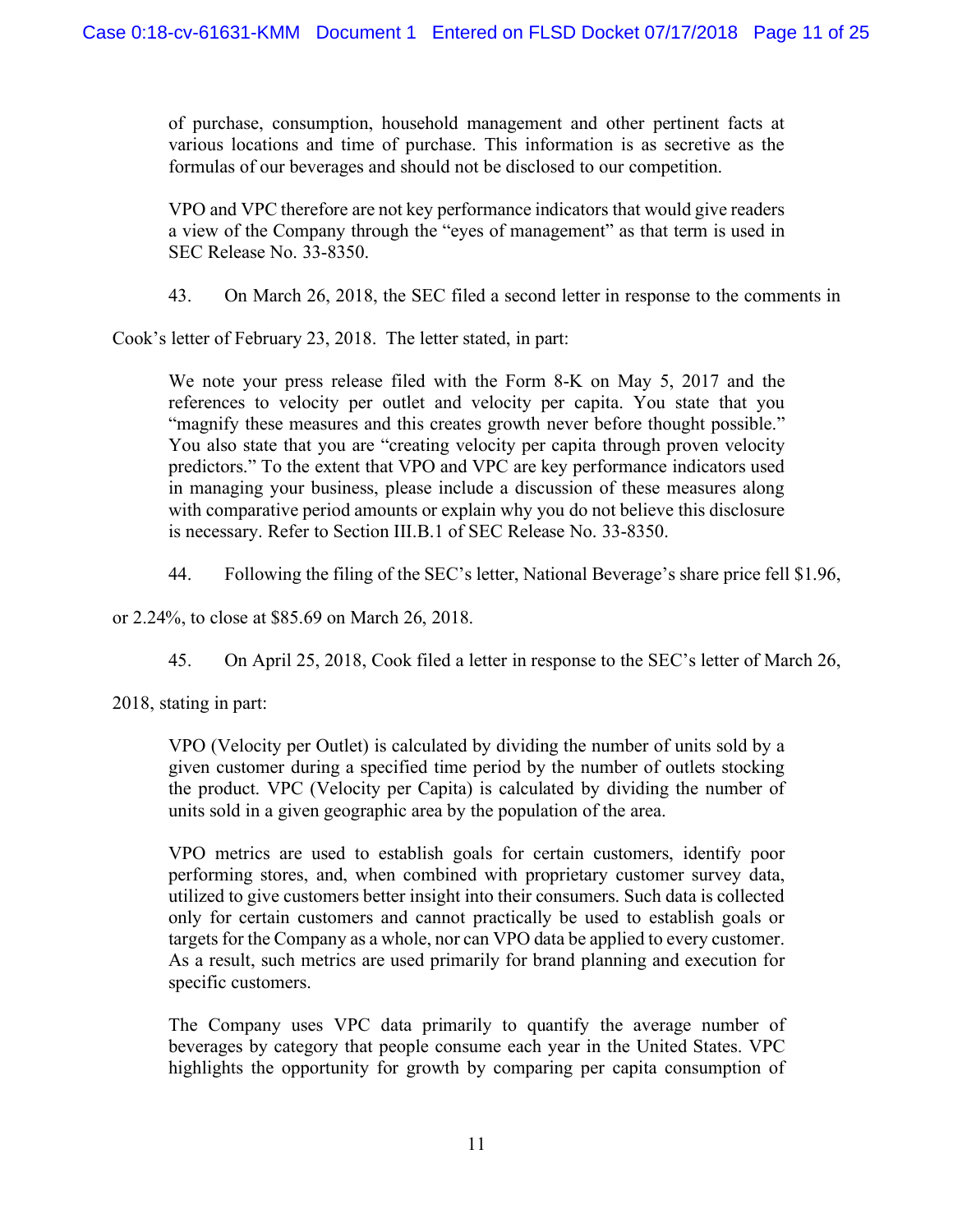of purchase, consumption, household management and other pertinent facts at various locations and time of purchase. This information is as secretive as the formulas of our beverages and should not be disclosed to our competition.

> VPO and VPC therefore are not key performance indicators that would give readers a view of the Company through the "eyes of management" as that term is used in SEC Release No. 33-8350.

43. On March 26, 2018, the SEC filed a second letter in response to the comments in Cook's letter of February 23, 2018. The letter stated, in part:

> We note your press release filed with the Form 8-K on May 5, 2017 and the references to velocity per outlet and velocity per capita. You state that you "magnify these measures and this creates growth never before thought possible." You also state that you are "creating velocity per capita through proven velocity predictors." To the extent that VPO and VPC are key performance indicators used in managing your business, please include a discussion of these measures along with comparative period amounts or explain why you do not believe this disclosure is necessary. Refer to Section III.B.1 of SEC Release No. 33-8350.

44. Following the filing of the SEC's letter, National Beverage's share price fell $1.96, or 2.24%, to close at $85.69 on March 26, 2018.

45. On April 25, 2018, Cook filed a letter in response to the SEC's letter of March 26, 2018, stating in part:

> VPO (Velocity per Outlet) is calculated by dividing the number of units sold by a given customer during a specified time period by the number of outlets stocking the product. VPC (Velocity per Capita) is calculated by dividing the number of units sold in a given geographic area by the population of the area.
>
> VPO metrics are used to establish goals for certain customers, identify poor performing stores, and, when combined with proprietary customer survey data, utilized to give customers better insight into their consumers. Such data is collected only for certain customers and cannot practically be used to establish goals or targets for the Company as a whole, nor can VPO data be applied to every customer. As a result, such metrics are used primarily for brand planning and execution for specific customers.
>
> The Company uses VPC data primarily to quantify the average number of beverages by category that people consume each year in the United States. VPC highlights the opportunity for growth by comparing per capita consumption of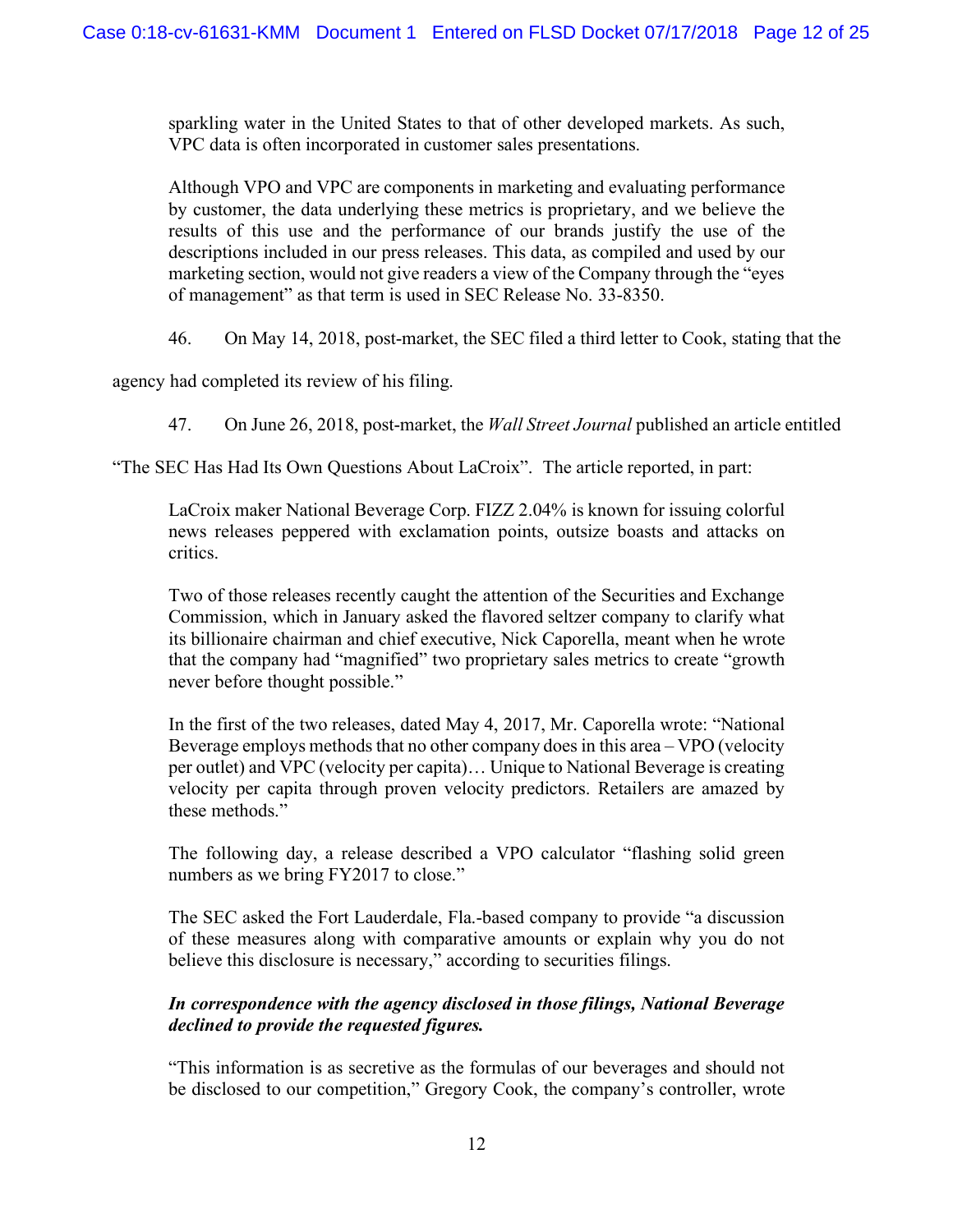sparkling water in the United States to that of other developed markets. As such, VPC data is often incorporated in customer sales presentations.

> Although VPO and VPC are components in marketing and evaluating performance by customer, the data underlying these metrics is proprietary, and we believe the results of this use and the performance of our brands justify the use of the descriptions included in our press releases. This data, as compiled and used by our marketing section, would not give readers a view of the Company through the "eyes of management" as that term is used in SEC Release No. 33-8350.

46. On May 14, 2018, post-market, the SEC filed a third letter to Cook, stating that the agency had completed its review of his filing.

47. On June 26, 2018, post-market, the *Wall Street Journal* published an article entitled "The SEC Has Had Its Own Questions About LaCroix". The article reported, in part:

> LaCroix maker National Beverage Corp. FIZZ 2.04% is known for issuing colorful news releases peppered with exclamation points, outsize boasts and attacks on critics.
>
> Two of those releases recently caught the attention of the Securities and Exchange Commission, which in January asked the flavored seltzer company to clarify what its billionaire chairman and chief executive, Nick Caporella, meant when he wrote that the company had "magnified" two proprietary sales metrics to create "growth never before thought possible."
>
> In the first of the two releases, dated May 4, 2017, Mr. Caporella wrote: "National Beverage employs methods that no other company does in this area – VPO (velocity per outlet) and VPC (velocity per capita)… Unique to National Beverage is creating velocity per capita through proven velocity predictors. Retailers are amazed by these methods."
>
> The following day, a release described a VPO calculator "flashing solid green numbers as we bring FY2017 to close."
>
> The SEC asked the Fort Lauderdale, Fla.-based company to provide "a discussion of these measures along with comparative amounts or explain why you do not believe this disclosure is necessary," according to securities filings.
>
> ***In correspondence with the agency disclosed in those filings, National Beverage declined to provide the requested figures.***
>
> "This information is as secretive as the formulas of our beverages and should not be disclosed to our competition," Gregory Cook, the company's controller, wrote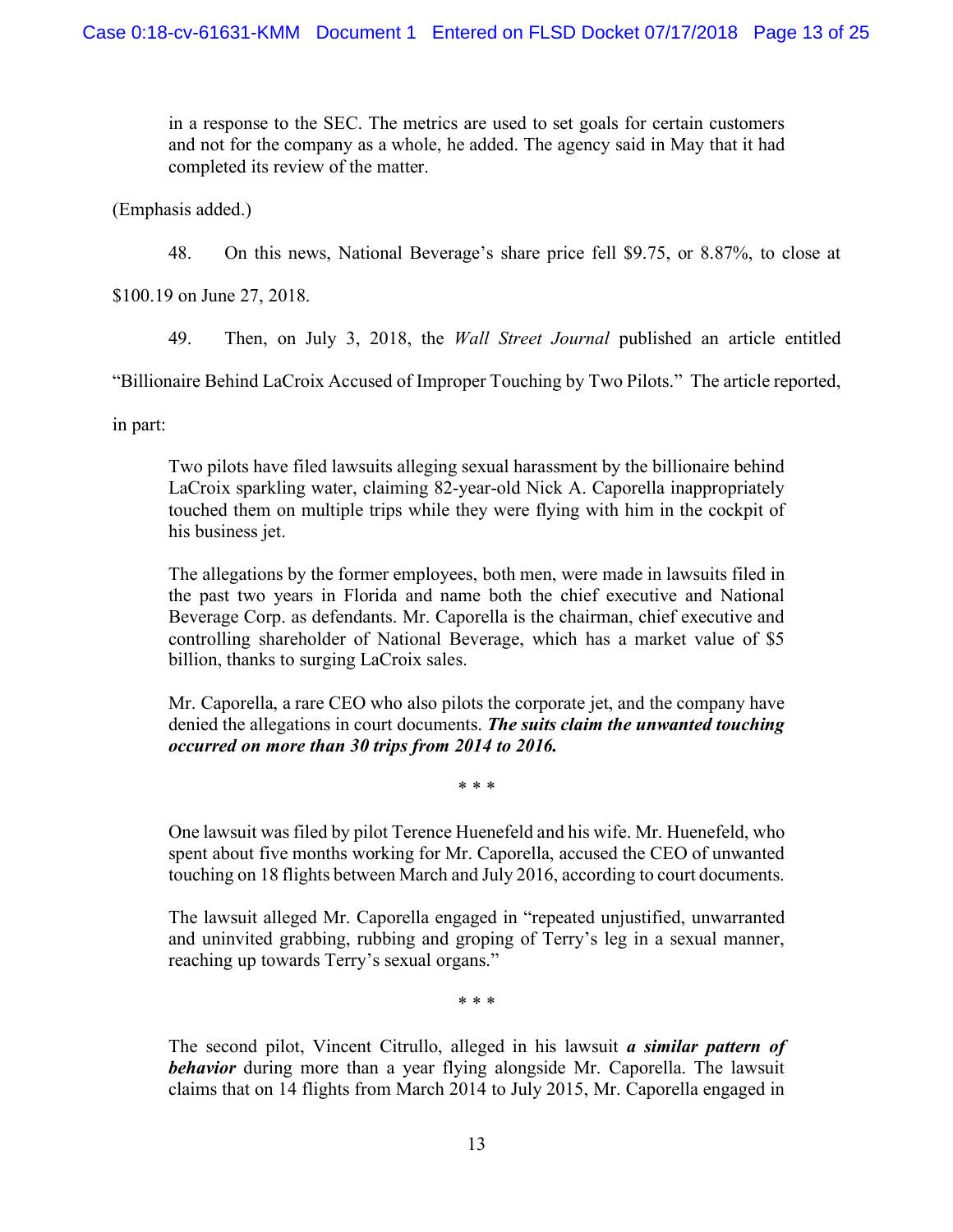> in a response to the SEC. The metrics are used to set goals for certain customers and not for the company as a whole, he added. The agency said in May that it had completed its review of the matter.

(Emphasis added.)

48. On this news, National Beverage's share price fell $9.75, or 8.87%, to close at $100.19 on June 27, 2018.

49. Then, on July 3, 2018, the *Wall Street Journal* published an article entitled "Billionaire Behind LaCroix Accused of Improper Touching by Two Pilots." The article reported, in part:

> Two pilots have filed lawsuits alleging sexual harassment by the billionaire behind LaCroix sparkling water, claiming 82-year-old Nick A. Caporella inappropriately touched them on multiple trips while they were flying with him in the cockpit of his business jet.
>
> The allegations by the former employees, both men, were made in lawsuits filed in the past two years in Florida and name both the chief executive and National Beverage Corp. as defendants. Mr. Caporella is the chairman, chief executive and controlling shareholder of National Beverage, which has a market value of $5 billion, thanks to surging LaCroix sales.
>
> Mr. Caporella, a rare CEO who also pilots the corporate jet, and the company have denied the allegations in court documents. ***The suits claim the unwanted touching occurred on more than 30 trips from 2014 to 2016.***
>
> \* \* \*
>
> One lawsuit was filed by pilot Terence Huenefeld and his wife. Mr. Huenefeld, who spent about five months working for Mr. Caporella, accused the CEO of unwanted touching on 18 flights between March and July 2016, according to court documents.
>
> The lawsuit alleged Mr. Caporella engaged in "repeated unjustified, unwarranted and uninvited grabbing, rubbing and groping of Terry's leg in a sexual manner, reaching up towards Terry's sexual organs."
>
> \* \* \*
>
> The second pilot, Vincent Citrullo, alleged in his lawsuit ***a similar pattern of behavior*** during more than a year flying alongside Mr. Caporella. The lawsuit claims that on 14 flights from March 2014 to July 2015, Mr. Caporella engaged in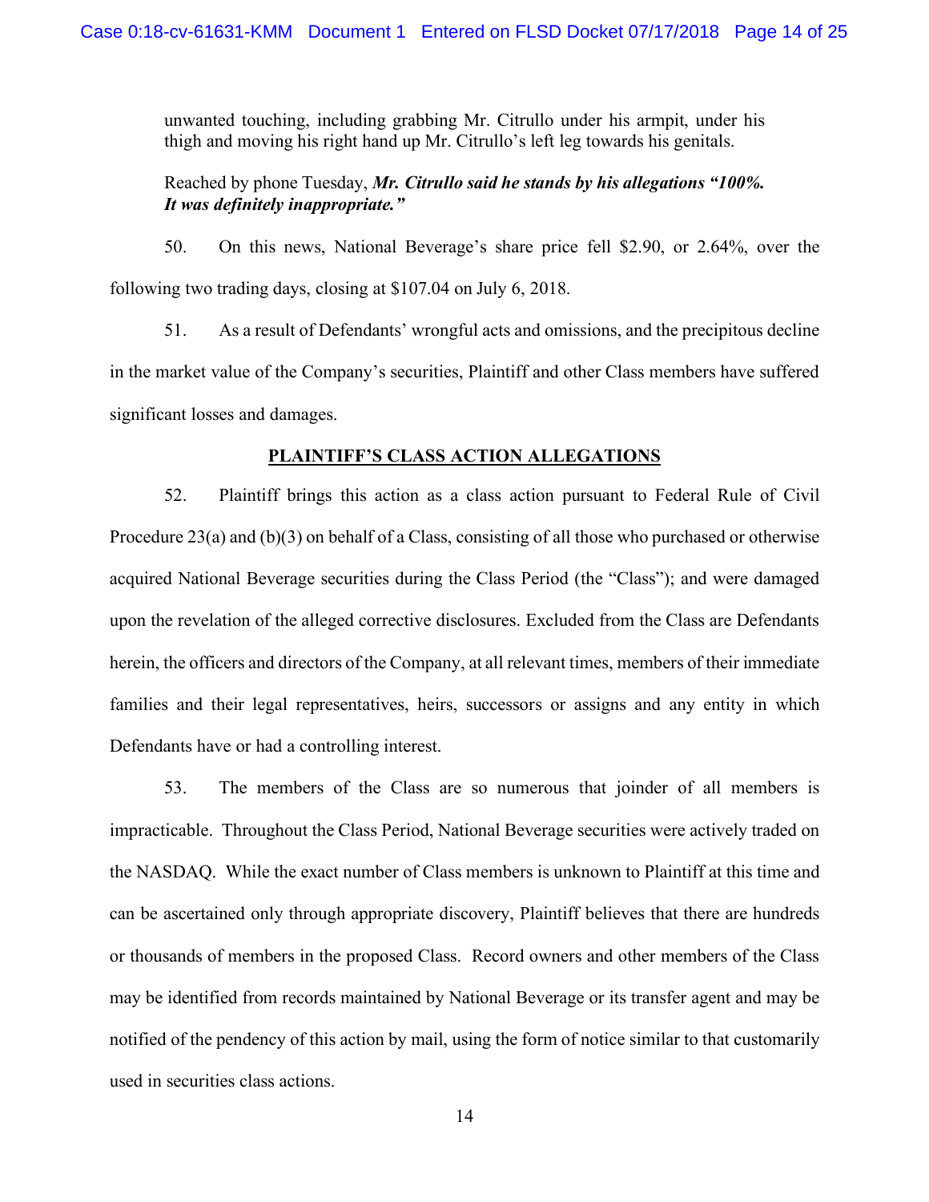> unwanted touching, including grabbing Mr. Citrullo under his armpit, under his thigh and moving his right hand up Mr. Citrullo's left leg towards his genitals.
>
> Reached by phone Tuesday, ***Mr. Citrullo said he stands by his allegations "100%. It was definitely inappropriate."***

50. On this news, National Beverage's share price fell $2.90, or 2.64%, over the following two trading days, closing at $107.04 on July 6, 2018.

51. As a result of Defendants' wrongful acts and omissions, and the precipitous decline in the market value of the Company's securities, Plaintiff and other Class members have suffered significant losses and damages.

## PLAINTIFF'S CLASS ACTION ALLEGATIONS

52. Plaintiff brings this action as a class action pursuant to Federal Rule of Civil Procedure 23(a) and (b)(3) on behalf of a Class, consisting of all those who purchased or otherwise acquired National Beverage securities during the Class Period (the "Class"); and were damaged upon the revelation of the alleged corrective disclosures. Excluded from the Class are Defendants herein, the officers and directors of the Company, at all relevant times, members of their immediate families and their legal representatives, heirs, successors or assigns and any entity in which Defendants have or had a controlling interest.

53. The members of the Class are so numerous that joinder of all members is impracticable. Throughout the Class Period, National Beverage securities were actively traded on the NASDAQ. While the exact number of Class members is unknown to Plaintiff at this time and can be ascertained only through appropriate discovery, Plaintiff believes that there are hundreds or thousands of members in the proposed Class. Record owners and other members of the Class may be identified from records maintained by National Beverage or its transfer agent and may be notified of the pendency of this action by mail, using the form of notice similar to that customarily used in securities class actions.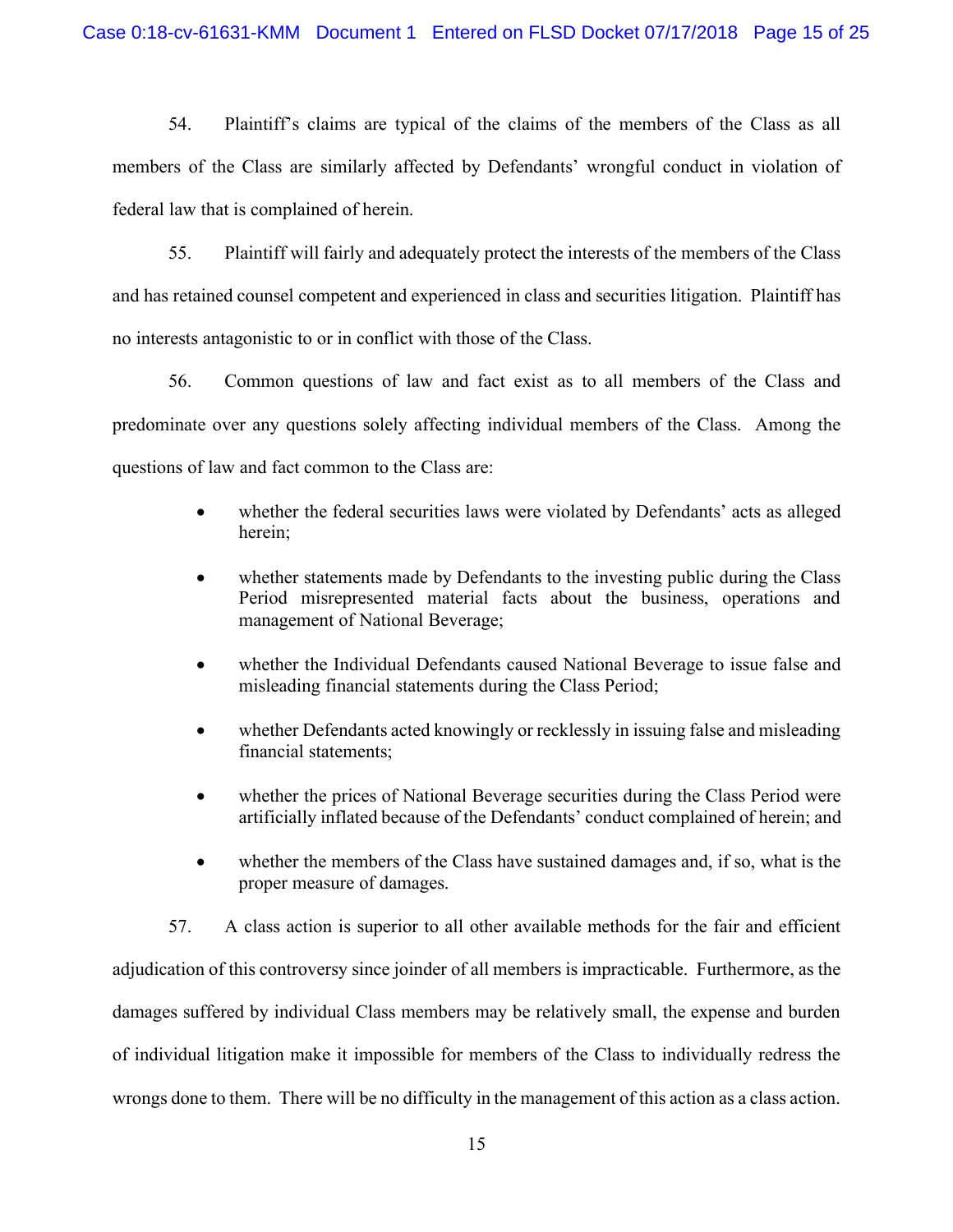54. Plaintiff's claims are typical of the claims of the members of the Class as all members of the Class are similarly affected by Defendants' wrongful conduct in violation of federal law that is complained of herein.

55. Plaintiff will fairly and adequately protect the interests of the members of the Class and has retained counsel competent and experienced in class and securities litigation. Plaintiff has no interests antagonistic to or in conflict with those of the Class.

56. Common questions of law and fact exist as to all members of the Class and predominate over any questions solely affecting individual members of the Class. Among the questions of law and fact common to the Class are:

- whether the federal securities laws were violated by Defendants' acts as alleged herein;
- whether statements made by Defendants to the investing public during the Class Period misrepresented material facts about the business, operations and management of National Beverage;
- whether the Individual Defendants caused National Beverage to issue false and misleading financial statements during the Class Period;
- whether Defendants acted knowingly or recklessly in issuing false and misleading financial statements;
- whether the prices of National Beverage securities during the Class Period were artificially inflated because of the Defendants' conduct complained of herein; and
- whether the members of the Class have sustained damages and, if so, what is the proper measure of damages.

57. A class action is superior to all other available methods for the fair and efficient adjudication of this controversy since joinder of all members is impracticable. Furthermore, as the damages suffered by individual Class members may be relatively small, the expense and burden of individual litigation make it impossible for members of the Class to individually redress the wrongs done to them. There will be no difficulty in the management of this action as a class action.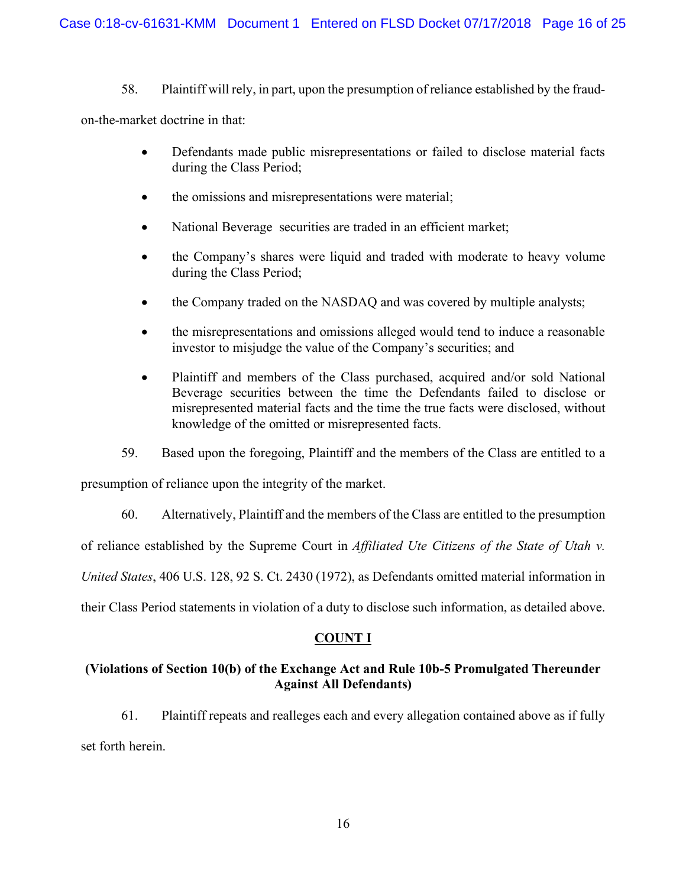58. Plaintiff will rely, in part, upon the presumption of reliance established by the fraud-on-the-market doctrine in that:

- Defendants made public misrepresentations or failed to disclose material facts during the Class Period;
- the omissions and misrepresentations were material;
- National Beverage securities are traded in an efficient market;
- the Company's shares were liquid and traded with moderate to heavy volume during the Class Period;
- the Company traded on the NASDAQ and was covered by multiple analysts;
- the misrepresentations and omissions alleged would tend to induce a reasonable investor to misjudge the value of the Company's securities; and
- Plaintiff and members of the Class purchased, acquired and/or sold National Beverage securities between the time the Defendants failed to disclose or misrepresented material facts and the time the true facts were disclosed, without knowledge of the omitted or misrepresented facts.

59. Based upon the foregoing, Plaintiff and the members of the Class are entitled to a presumption of reliance upon the integrity of the market.

60. Alternatively, Plaintiff and the members of the Class are entitled to the presumption of reliance established by the Supreme Court in *Affiliated Ute Citizens of the State of Utah v. United States*, 406 U.S. 128, 92 S. Ct. 2430 (1972), as Defendants omitted material information in their Class Period statements in violation of a duty to disclose such information, as detailed above.

## COUNT I

### (Violations of Section 10(b) of the Exchange Act and Rule 10b-5 Promulgated Thereunder Against All Defendants)

61. Plaintiff repeats and realleges each and every allegation contained above as if fully set forth herein.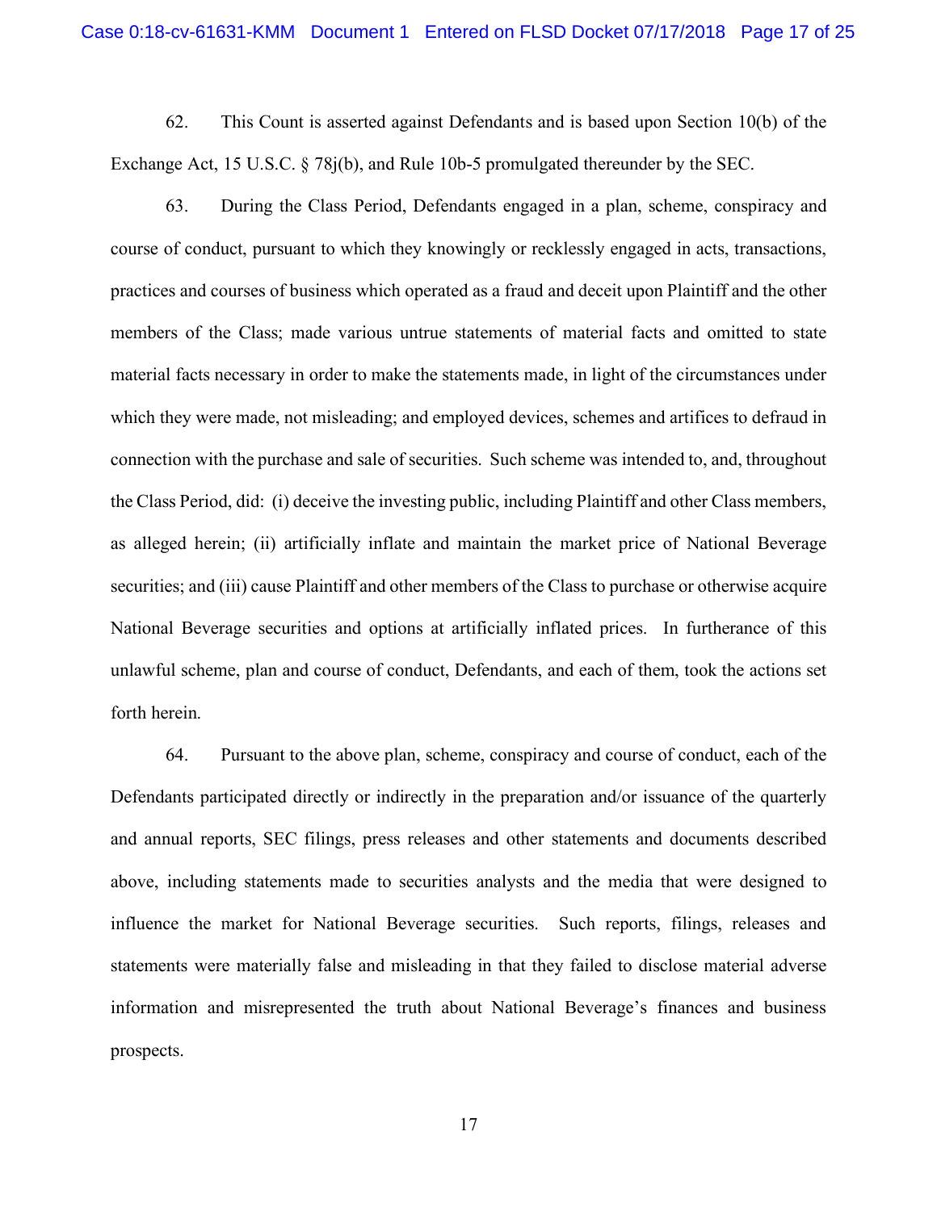62. This Count is asserted against Defendants and is based upon Section 10(b) of the Exchange Act, 15 U.S.C. § 78j(b), and Rule 10b-5 promulgated thereunder by the SEC.

63. During the Class Period, Defendants engaged in a plan, scheme, conspiracy and course of conduct, pursuant to which they knowingly or recklessly engaged in acts, transactions, practices and courses of business which operated as a fraud and deceit upon Plaintiff and the other members of the Class; made various untrue statements of material facts and omitted to state material facts necessary in order to make the statements made, in light of the circumstances under which they were made, not misleading; and employed devices, schemes and artifices to defraud in connection with the purchase and sale of securities. Such scheme was intended to, and, throughout the Class Period, did: (i) deceive the investing public, including Plaintiff and other Class members, as alleged herein; (ii) artificially inflate and maintain the market price of National Beverage securities; and (iii) cause Plaintiff and other members of the Class to purchase or otherwise acquire National Beverage securities and options at artificially inflated prices. In furtherance of this unlawful scheme, plan and course of conduct, Defendants, and each of them, took the actions set forth herein.

64. Pursuant to the above plan, scheme, conspiracy and course of conduct, each of the Defendants participated directly or indirectly in the preparation and/or issuance of the quarterly and annual reports, SEC filings, press releases and other statements and documents described above, including statements made to securities analysts and the media that were designed to influence the market for National Beverage securities. Such reports, filings, releases and statements were materially false and misleading in that they failed to disclose material adverse information and misrepresented the truth about National Beverage's finances and business prospects.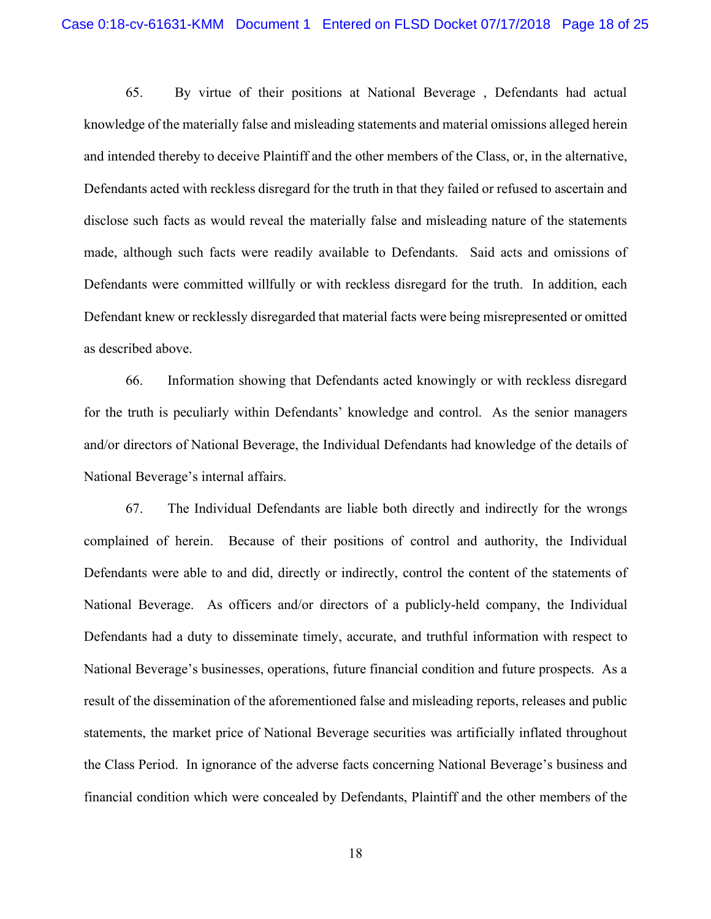65. By virtue of their positions at National Beverage , Defendants had actual knowledge of the materially false and misleading statements and material omissions alleged herein and intended thereby to deceive Plaintiff and the other members of the Class, or, in the alternative, Defendants acted with reckless disregard for the truth in that they failed or refused to ascertain and disclose such facts as would reveal the materially false and misleading nature of the statements made, although such facts were readily available to Defendants. Said acts and omissions of Defendants were committed willfully or with reckless disregard for the truth. In addition, each Defendant knew or recklessly disregarded that material facts were being misrepresented or omitted as described above.

66. Information showing that Defendants acted knowingly or with reckless disregard for the truth is peculiarly within Defendants' knowledge and control. As the senior managers and/or directors of National Beverage, the Individual Defendants had knowledge of the details of National Beverage's internal affairs.

67. The Individual Defendants are liable both directly and indirectly for the wrongs complained of herein. Because of their positions of control and authority, the Individual Defendants were able to and did, directly or indirectly, control the content of the statements of National Beverage. As officers and/or directors of a publicly-held company, the Individual Defendants had a duty to disseminate timely, accurate, and truthful information with respect to National Beverage's businesses, operations, future financial condition and future prospects. As a result of the dissemination of the aforementioned false and misleading reports, releases and public statements, the market price of National Beverage securities was artificially inflated throughout the Class Period. In ignorance of the adverse facts concerning National Beverage's business and financial condition which were concealed by Defendants, Plaintiff and the other members of the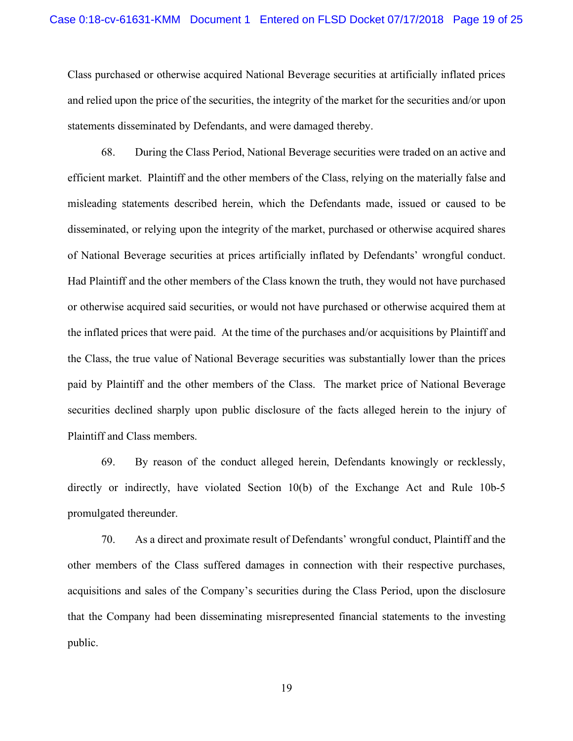Class purchased or otherwise acquired National Beverage securities at artificially inflated prices and relied upon the price of the securities, the integrity of the market for the securities and/or upon statements disseminated by Defendants, and were damaged thereby.

68. During the Class Period, National Beverage securities were traded on an active and efficient market. Plaintiff and the other members of the Class, relying on the materially false and misleading statements described herein, which the Defendants made, issued or caused to be disseminated, or relying upon the integrity of the market, purchased or otherwise acquired shares of National Beverage securities at prices artificially inflated by Defendants' wrongful conduct. Had Plaintiff and the other members of the Class known the truth, they would not have purchased or otherwise acquired said securities, or would not have purchased or otherwise acquired them at the inflated prices that were paid. At the time of the purchases and/or acquisitions by Plaintiff and the Class, the true value of National Beverage securities was substantially lower than the prices paid by Plaintiff and the other members of the Class. The market price of National Beverage securities declined sharply upon public disclosure of the facts alleged herein to the injury of Plaintiff and Class members.

69. By reason of the conduct alleged herein, Defendants knowingly or recklessly, directly or indirectly, have violated Section 10(b) of the Exchange Act and Rule 10b-5 promulgated thereunder.

70. As a direct and proximate result of Defendants' wrongful conduct, Plaintiff and the other members of the Class suffered damages in connection with their respective purchases, acquisitions and sales of the Company's securities during the Class Period, upon the disclosure that the Company had been disseminating misrepresented financial statements to the investing public.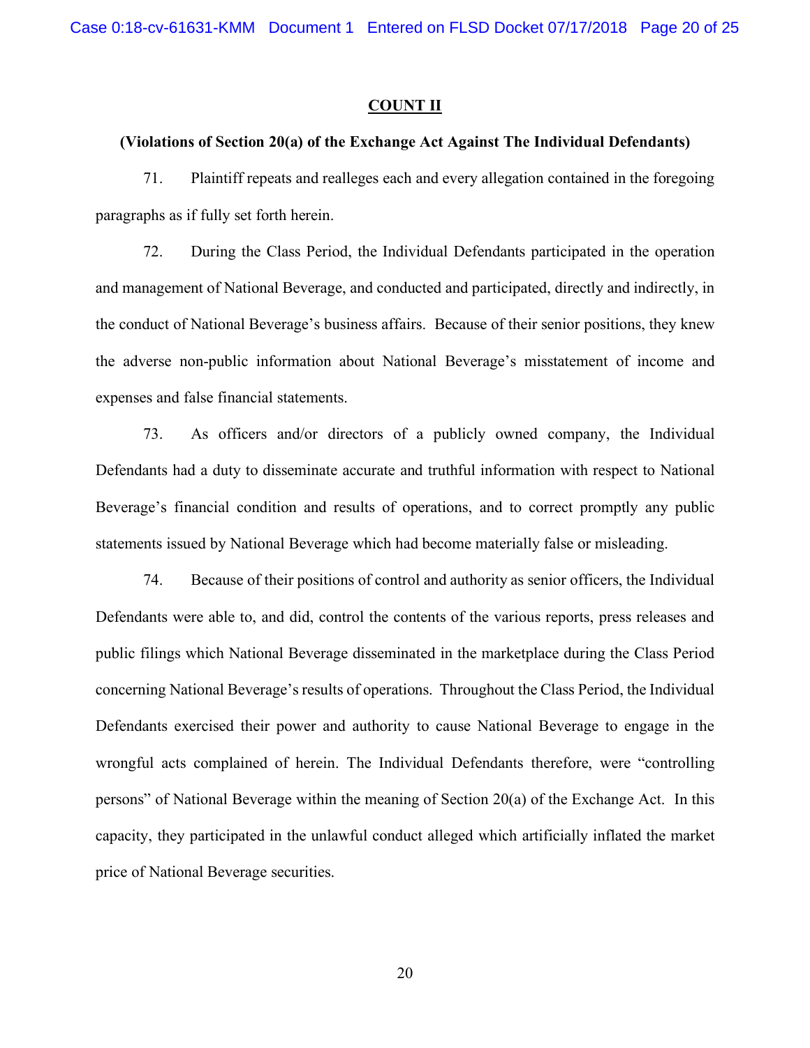## COUNT II

**(Violations of Section 20(a) of the Exchange Act Against The Individual Defendants)**

71. Plaintiff repeats and realleges each and every allegation contained in the foregoing paragraphs as if fully set forth herein.

72. During the Class Period, the Individual Defendants participated in the operation and management of National Beverage, and conducted and participated, directly and indirectly, in the conduct of National Beverage's business affairs. Because of their senior positions, they knew the adverse non-public information about National Beverage's misstatement of income and expenses and false financial statements.

73. As officers and/or directors of a publicly owned company, the Individual Defendants had a duty to disseminate accurate and truthful information with respect to National Beverage's financial condition and results of operations, and to correct promptly any public statements issued by National Beverage which had become materially false or misleading.

74. Because of their positions of control and authority as senior officers, the Individual Defendants were able to, and did, control the contents of the various reports, press releases and public filings which National Beverage disseminated in the marketplace during the Class Period concerning National Beverage's results of operations. Throughout the Class Period, the Individual Defendants exercised their power and authority to cause National Beverage to engage in the wrongful acts complained of herein. The Individual Defendants therefore, were "controlling persons" of National Beverage within the meaning of Section 20(a) of the Exchange Act. In this capacity, they participated in the unlawful conduct alleged which artificially inflated the market price of National Beverage securities.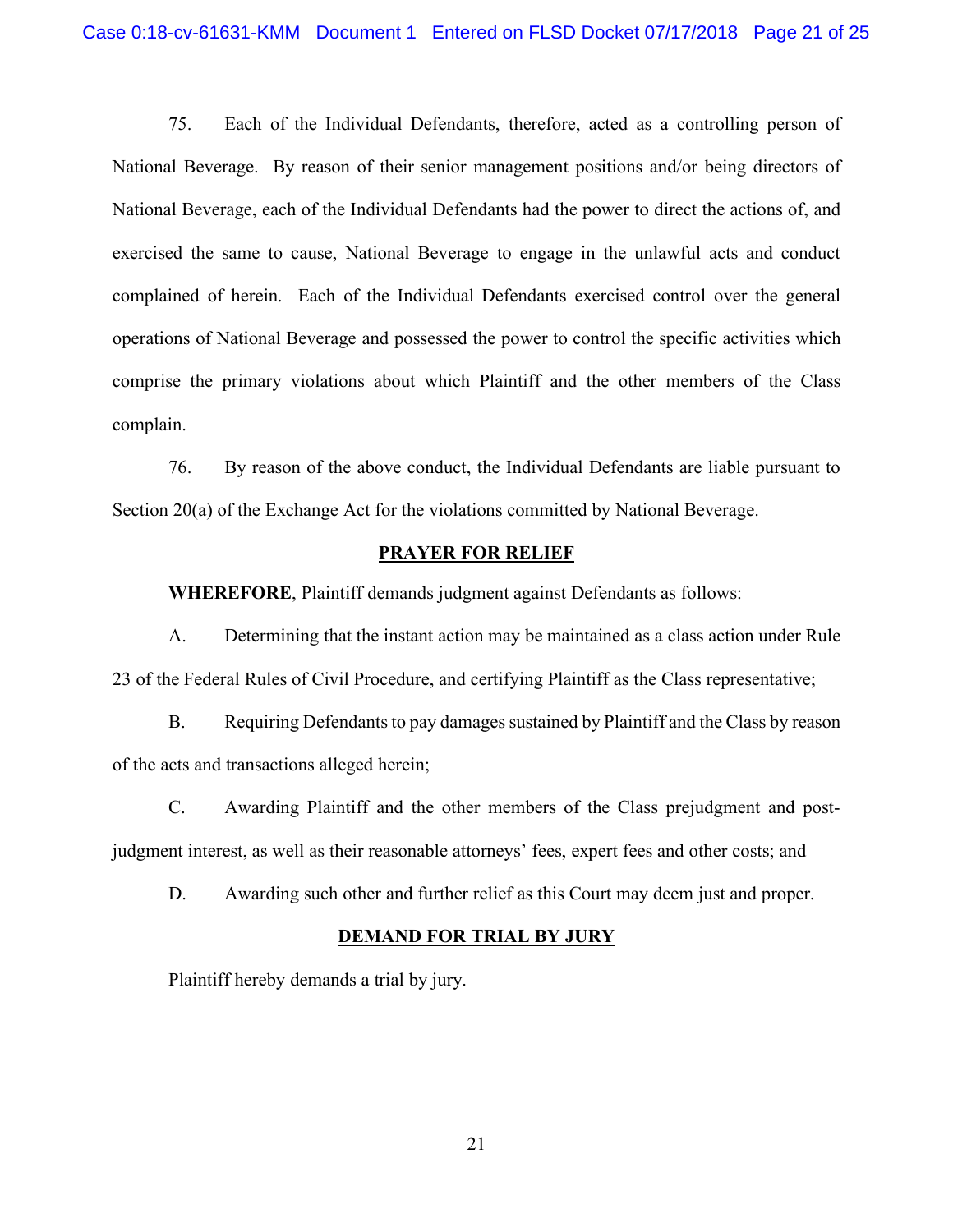75. Each of the Individual Defendants, therefore, acted as a controlling person of National Beverage. By reason of their senior management positions and/or being directors of National Beverage, each of the Individual Defendants had the power to direct the actions of, and exercised the same to cause, National Beverage to engage in the unlawful acts and conduct complained of herein. Each of the Individual Defendants exercised control over the general operations of National Beverage and possessed the power to control the specific activities which comprise the primary violations about which Plaintiff and the other members of the Class complain.

76. By reason of the above conduct, the Individual Defendants are liable pursuant to Section 20(a) of the Exchange Act for the violations committed by National Beverage.

## PRAYER FOR RELIEF

**WHEREFORE**, Plaintiff demands judgment against Defendants as follows:

A. Determining that the instant action may be maintained as a class action under Rule 23 of the Federal Rules of Civil Procedure, and certifying Plaintiff as the Class representative;

B. Requiring Defendants to pay damages sustained by Plaintiff and the Class by reason of the acts and transactions alleged herein;

C. Awarding Plaintiff and the other members of the Class prejudgment and post-judgment interest, as well as their reasonable attorneys' fees, expert fees and other costs; and

D. Awarding such other and further relief as this Court may deem just and proper.

## DEMAND FOR TRIAL BY JURY

Plaintiff hereby demands a trial by jury.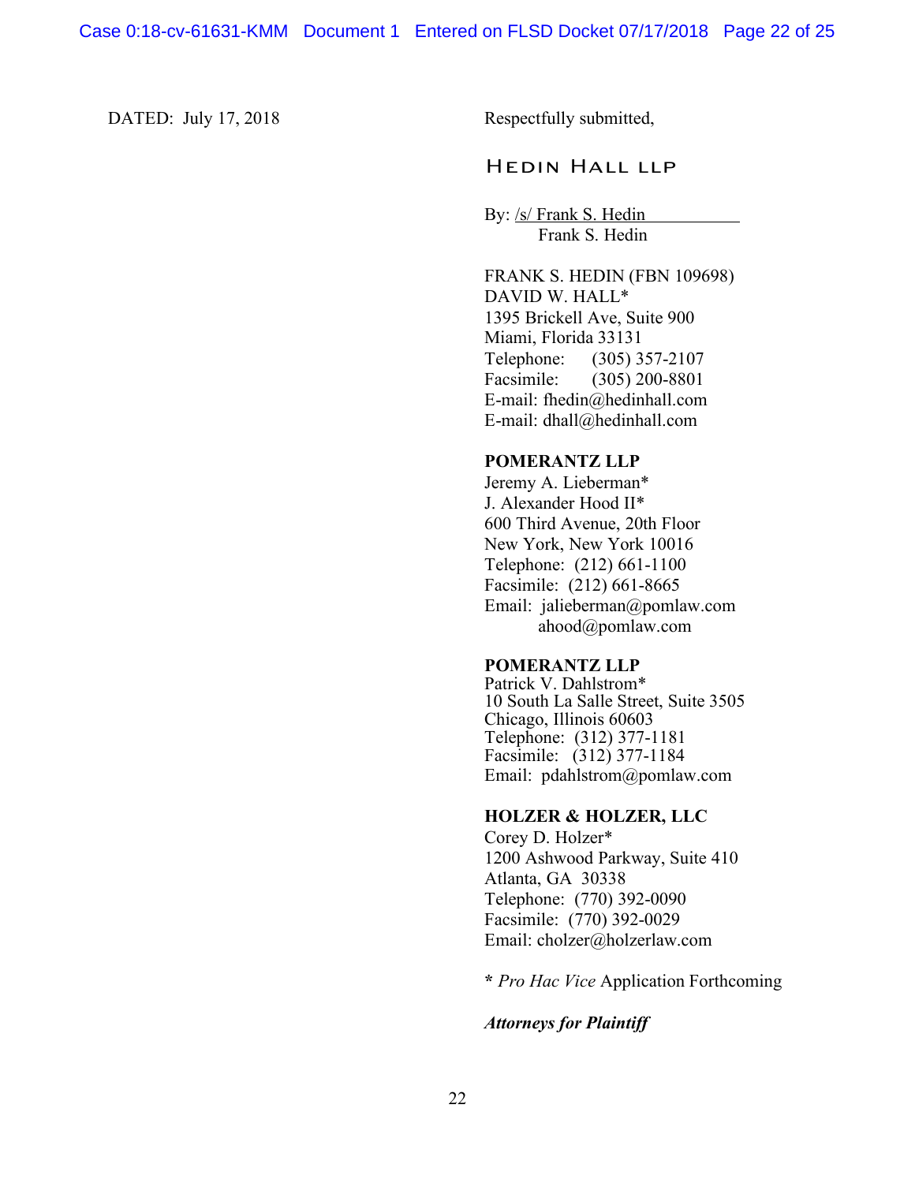DATED: July 17, 2018

Respectfully submitted,

HEDIN HALL LLP

By: /s/ Frank S. Hedin
Frank S. Hedin

FRANK S. HEDIN (FBN 109698)
DAVID W. HALL*
1395 Brickell Ave, Suite 900
Miami, Florida 33131
Telephone: (305) 357-2107
Facsimile: (305) 200-8801
E-mail: fhedin@hedinhall.com
E-mail: dhall@hedinhall.com

**POMERANTZ LLP**
Jeremy A. Lieberman*
J. Alexander Hood II*
600 Third Avenue, 20th Floor
New York, New York 10016
Telephone: (212) 661-1100
Facsimile: (212) 661-8665
Email: jalieberman@pomlaw.com
ahood@pomlaw.com

**POMERANTZ LLP**
Patrick V. Dahlstrom*
10 South La Salle Street, Suite 3505
Chicago, Illinois 60603
Telephone: (312) 377-1181
Facsimile: (312) 377-1184
Email: pdahlstrom@pomlaw.com

**HOLZER & HOLZER, LLC**
Corey D. Holzer*
1200 Ashwood Parkway, Suite 410
Atlanta, GA 30338
Telephone: (770) 392-0090
Facsimile: (770) 392-0029
Email: cholzer@holzerlaw.com

\* *Pro Hac Vice* Application Forthcoming

***Attorneys for Plaintiff***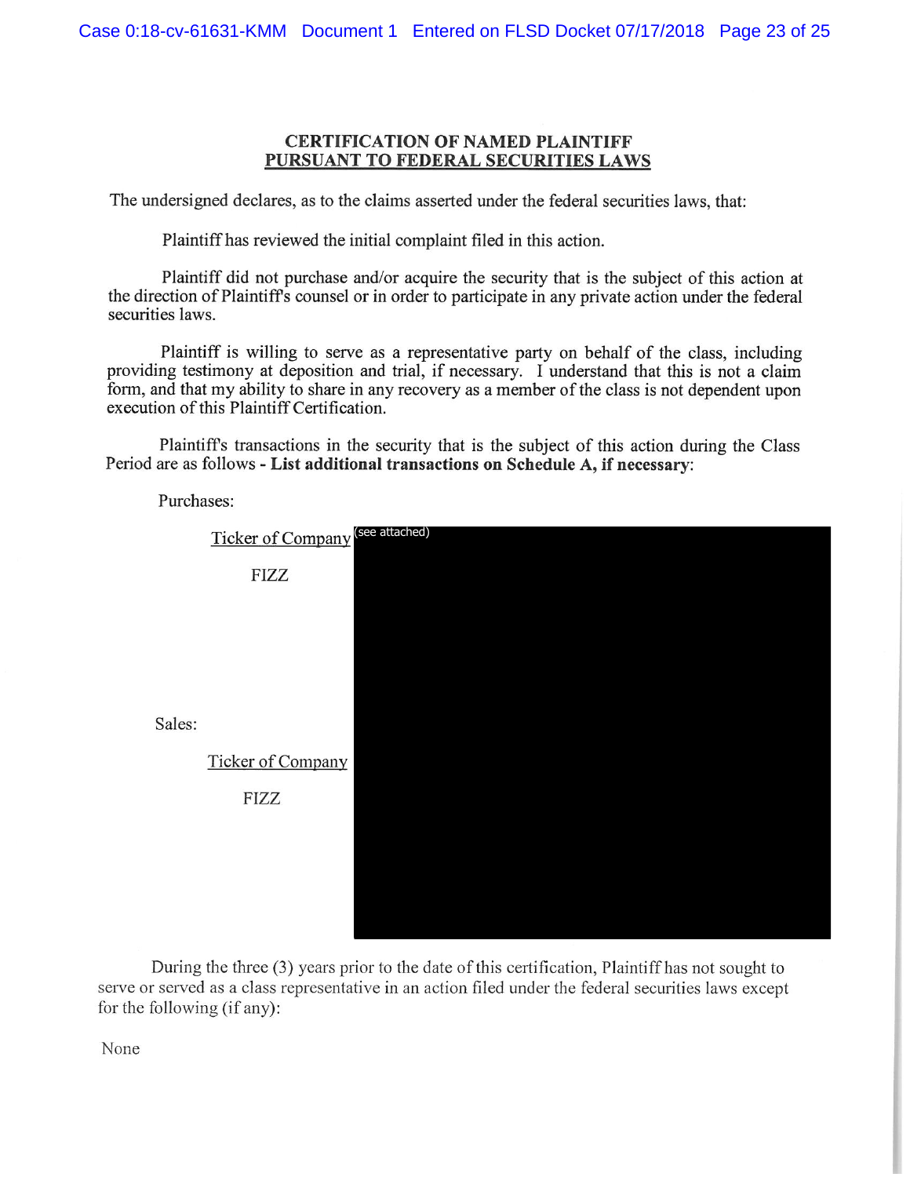## CERTIFICATION OF NAMED PLAINTIFF
## PURSUANT TO FEDERAL SECURITIES LAWS

The undersigned declares, as to the claims asserted under the federal securities laws, that:

Plaintiff has reviewed the initial complaint filed in this action.

Plaintiff did not purchase and/or acquire the security that is the subject of this action at the direction of Plaintiff's counsel or in order to participate in any private action under the federal securities laws.

Plaintiff is willing to serve as a representative party on behalf of the class, including providing testimony at deposition and trial, if necessary. I understand that this is not a claim form, and that my ability to share in any recovery as a member of the class is not dependent upon execution of this Plaintiff Certification.

Plaintiff's transactions in the security that is the subject of this action during the Class Period are as follows - **List additional transactions on Schedule A, if necessary**:

Purchases:

Ticker of Company (see attached)

FIZZ

Sales:

Ticker of Company

FIZZ

During the three (3) years prior to the date of this certification, Plaintiff has not sought to serve or served as a class representative in an action filed under the federal securities laws except for the following (if any):

None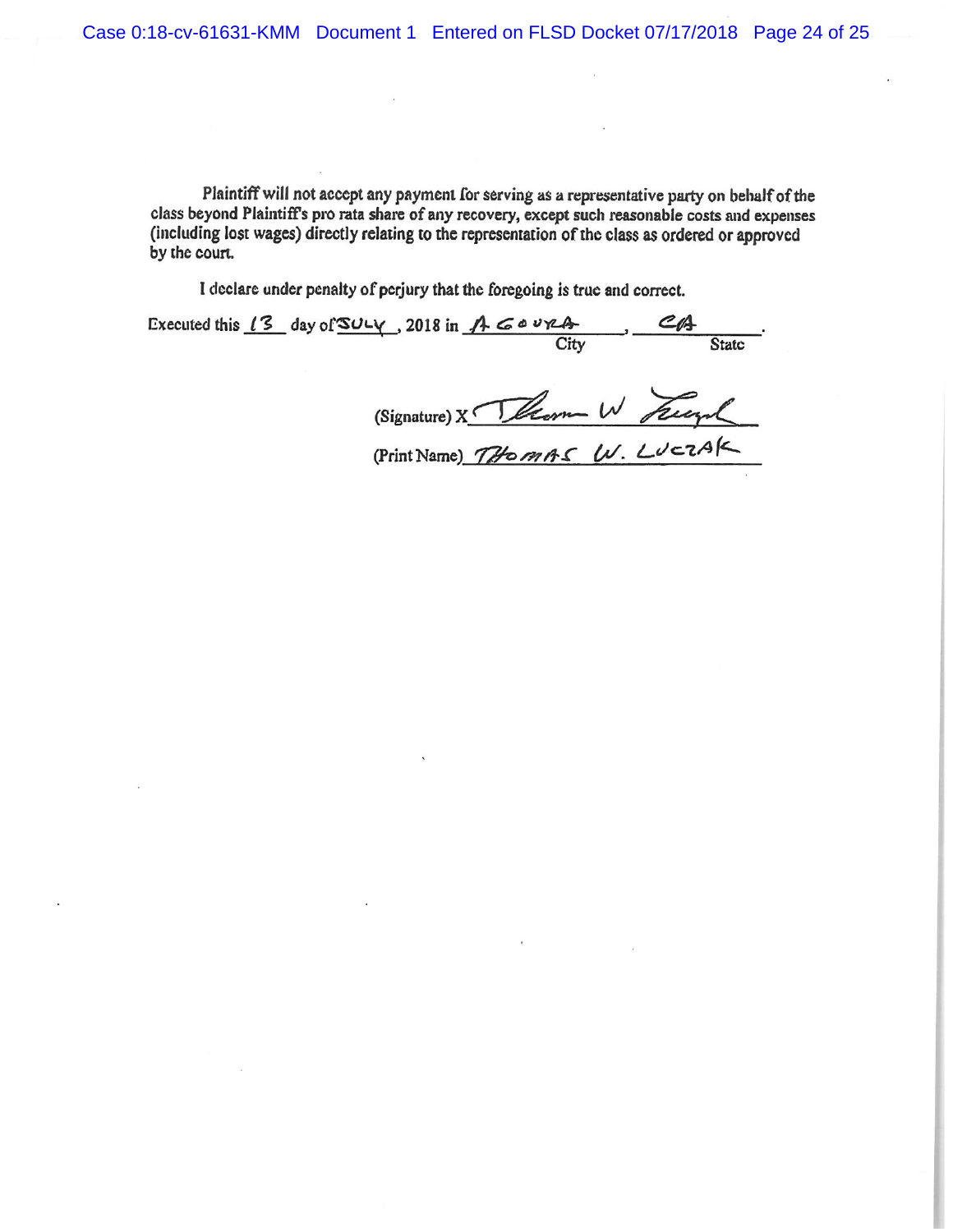Plaintiff will not accept any payment for serving as a representative party on behalf of the class beyond Plaintiff's pro rata share of any recovery, except such reasonable costs and expenses (including lost wages) directly relating to the representation of the class as ordered or approved by the court.

I declare under penalty of perjury that the foregoing is true and correct.

Executed this 13 day of JULY, 2018 in AGOURA, CA.
City State

(Signature) X Thomas W Luczak

(Print Name) THOMAS W. LUCZAK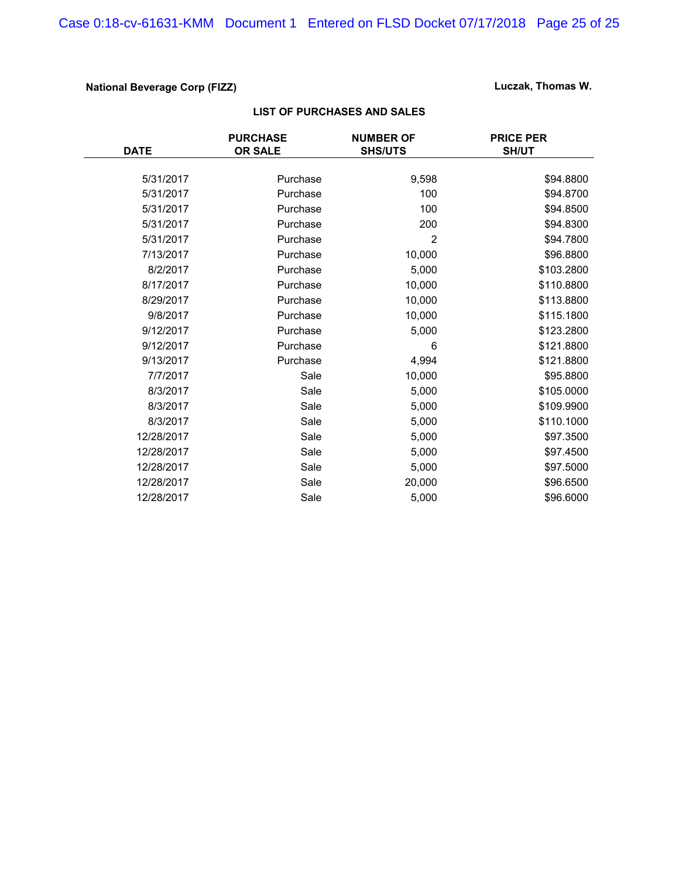**National Beverage Corp (FIZZ)** **Luczak, Thomas W.**

**LIST OF PURCHASES AND SALES**

| DATE | PURCHASE OR SALE | NUMBER OF SHS/UTS | PRICE PER SH/UT |
|---|---|---|---|
| 5/31/2017 | Purchase | 9,598 | $94.8800 |
| 5/31/2017 | Purchase | 100 | $94.8700 |
| 5/31/2017 | Purchase | 100 | $94.8500 |
| 5/31/2017 | Purchase | 200 | $94.8300 |
| 5/31/2017 | Purchase | 2 | $94.7800 |
| 7/13/2017 | Purchase | 10,000 | $96.8800 |
| 8/2/2017 | Purchase | 5,000 | $103.2800 |
| 8/17/2017 | Purchase | 10,000 | $110.8800 |
| 8/29/2017 | Purchase | 10,000 | $113.8800 |
| 9/8/2017 | Purchase | 10,000 | $115.1800 |
| 9/12/2017 | Purchase | 5,000 | $123.2800 |
| 9/12/2017 | Purchase | 6 | $121.8800 |
| 9/13/2017 | Purchase | 4,994 | $121.8800 |
| 7/7/2017 | Sale | 10,000 | $95.8800 |
| 8/3/2017 | Sale | 5,000 | $105.0000 |
| 8/3/2017 | Sale | 5,000 | $109.9900 |
| 8/3/2017 | Sale | 5,000 | $110.1000 |
| 12/28/2017 | Sale | 5,000 | $97.3500 |
| 12/28/2017 | Sale | 5,000 | $97.4500 |
| 12/28/2017 | Sale | 5,000 | $97.5000 |
| 12/28/2017 | Sale | 20,000 | $96.6500 |
| 12/28/2017 | Sale | 5,000 | $96.6000 |